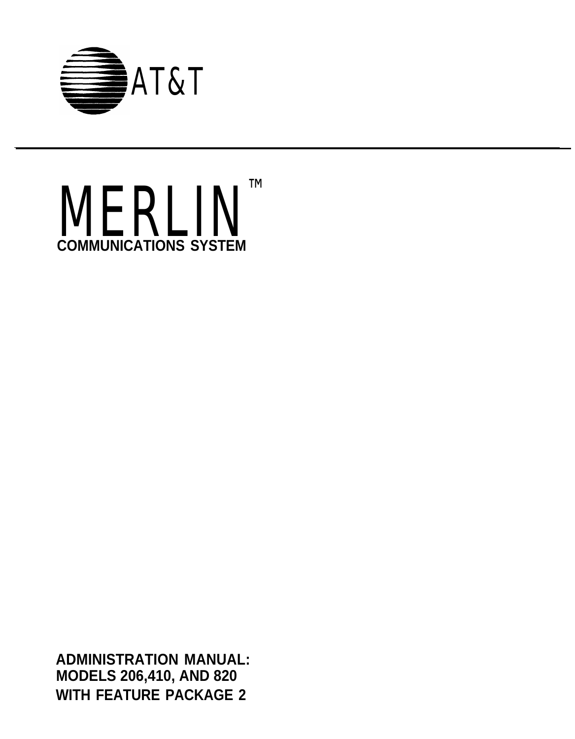AT&T

# MERLIN™

## COMMUNICATIONS SYSTEM

**ADMINISTRATION MANUAL:**
**MODELS 206,410, AND 820**
**WITH FEATURE PACKAGE 2**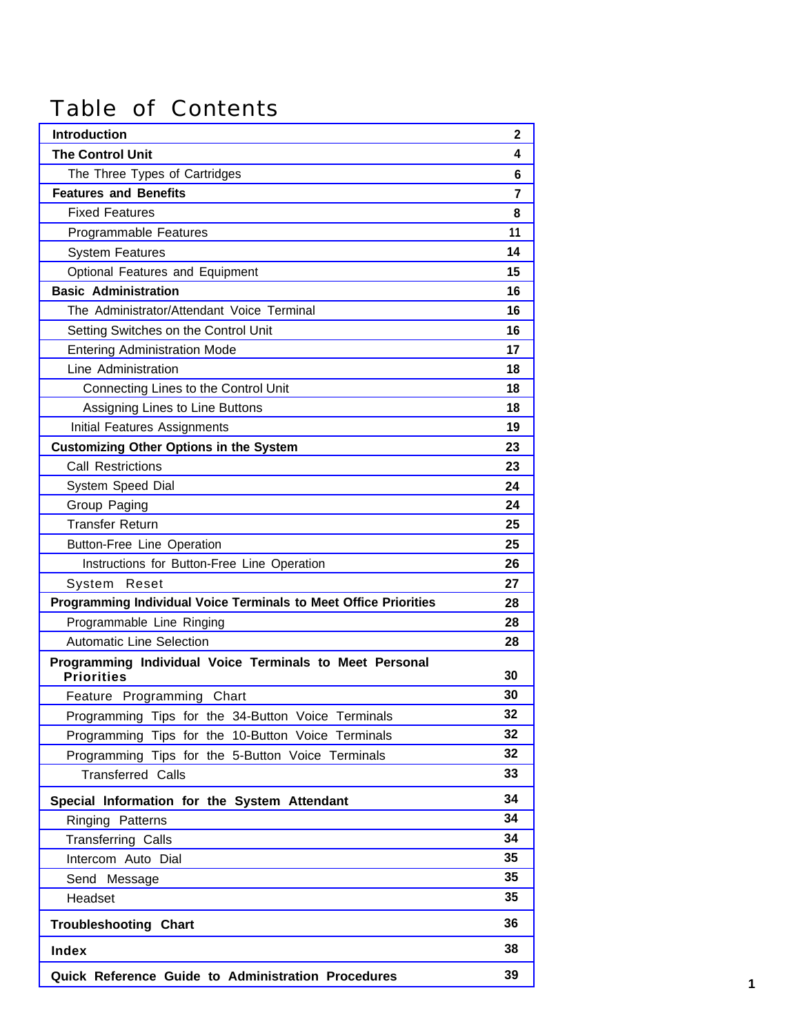# Table of Contents

| | |
|---|---|
| **Introduction** | **2** |
| **The Control Unit** | **4** |
| The Three Types of Cartridges | **6** |
| **Features and Benefits** | **7** |
| Fixed Features | **8** |
| Programmable Features | **11** |
| System Features | **14** |
| Optional Features and Equipment | **15** |
| **Basic Administration** | **16** |
| The Administrator/Attendant Voice Terminal | **16** |
| Setting Switches on the Control Unit | **16** |
| Entering Administration Mode | **17** |
| Line Administration | **18** |
| Connecting Lines to the Control Unit | **18** |
| Assigning Lines to Line Buttons | **18** |
| Initial Features Assignments | **19** |
| **Customizing Other Options in the System** | **23** |
| Call Restrictions | **23** |
| System Speed Dial | **24** |
| Group Paging | **24** |
| Transfer Return | **25** |
| Button-Free Line Operation | **25** |
| Instructions for Button-Free Line Operation | **26** |
| System Reset | **27** |
| **Programming Individual Voice Terminals to Meet Office Priorities** | **28** |
| Programmable Line Ringing | **28** |
| Automatic Line Selection | **28** |
| **Programming Individual Voice Terminals to Meet Personal Priorities** | **30** |
| Feature Programming Chart | **30** |
| Programming Tips for the 34-Button Voice Terminals | **32** |
| Programming Tips for the 10-Button Voice Terminals | **32** |
| Programming Tips for the 5-Button Voice Terminals | **32** |
| Transferred Calls | **33** |
| **Special Information for the System Attendant** | **34** |
| Ringing Patterns | **34** |
| Transferring Calls | **34** |
| Intercom Auto Dial | **35** |
| Send Message | **35** |
| Headset | **35** |
| **Troubleshooting Chart** | **36** |
| **Index** | **38** |
| **Quick Reference Guide to Administration Procedures** | **39** |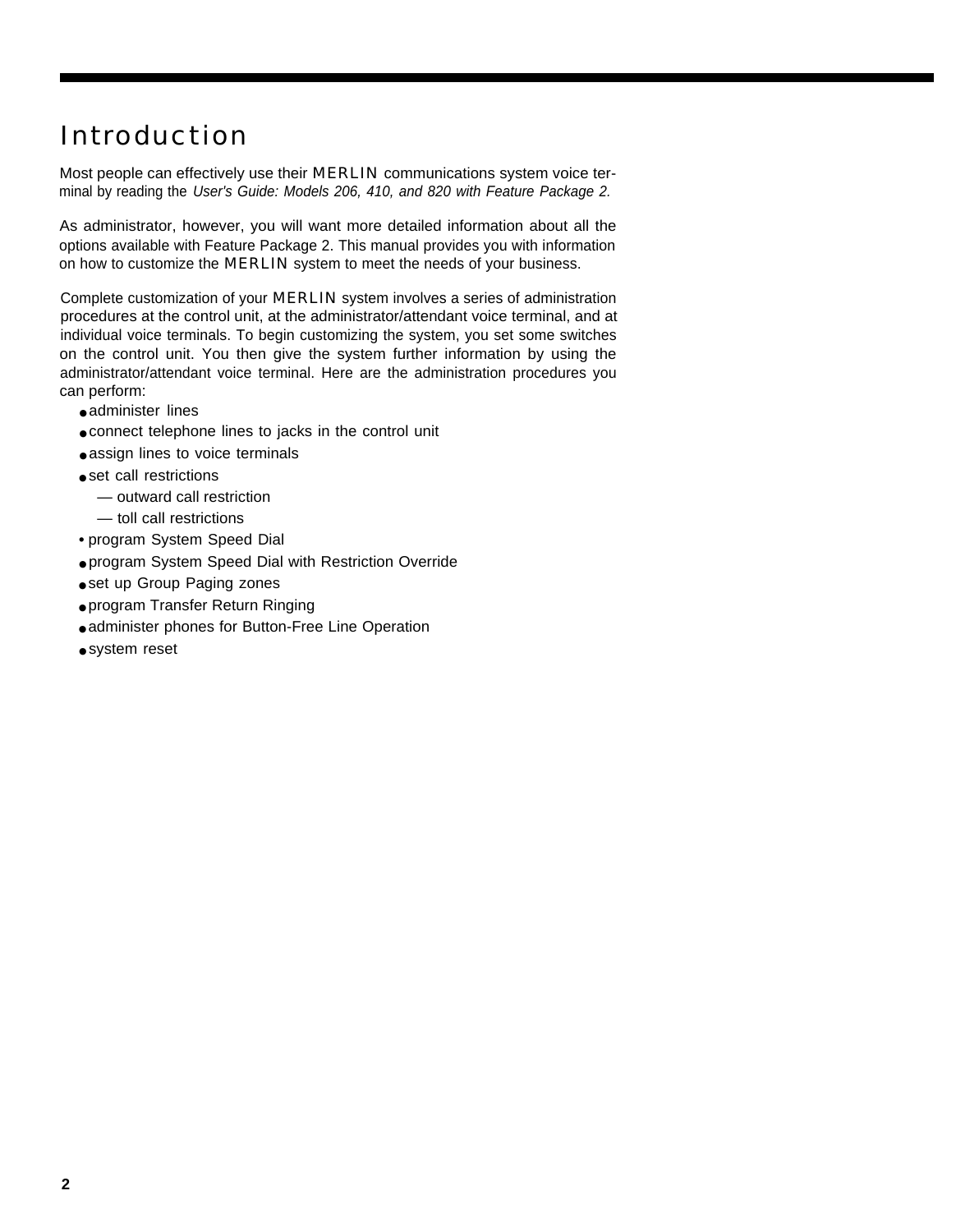# Introduction

Most people can effectively use their MERLIN communications system voice terminal by reading the *User's Guide: Models 206, 410, and 820 with Feature Package 2.*

As administrator, however, you will want more detailed information about all the options available with Feature Package 2. This manual provides you with information on how to customize the MERLIN system to meet the needs of your business.

Complete customization of your MERLIN system involves a series of administration procedures at the control unit, at the administrator/attendant voice terminal, and at individual voice terminals. To begin customizing the system, you set some switches on the control unit. You then give the system further information by using the administrator/attendant voice terminal. Here are the administration procedures you can perform:

- administer lines
- connect telephone lines to jacks in the control unit
- assign lines to voice terminals
- set call restrictions
  - — outward call restriction
  - — toll call restrictions
- program System Speed Dial
- program System Speed Dial with Restriction Override
- set up Group Paging zones
- program Transfer Return Ringing
- administer phones for Button-Free Line Operation
- system reset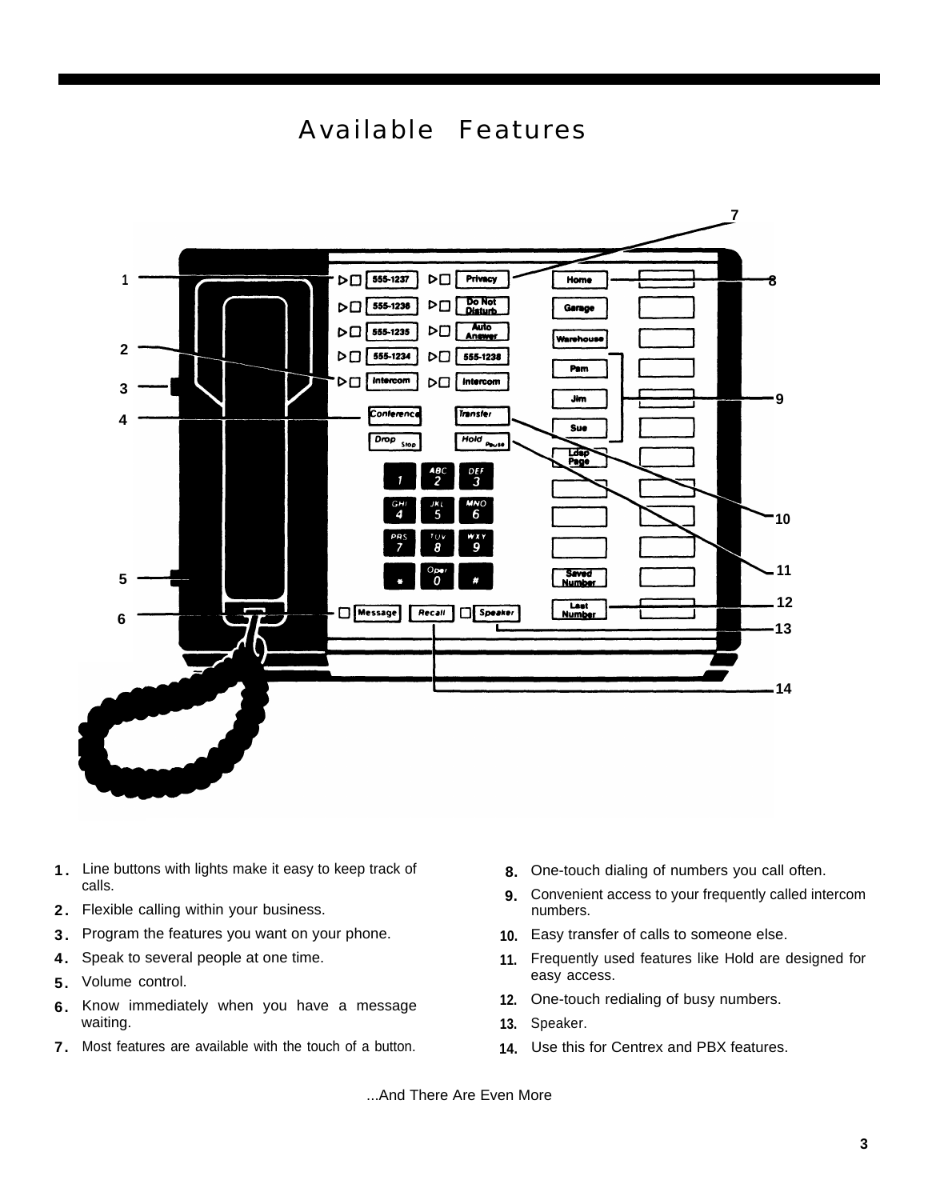# Available Features

1. Line buttons with lights make it easy to keep track of calls.
2. Flexible calling within your business.
3. Program the features you want on your phone.
4. Speak to several people at one time.
5. Volume control.
6. Know immediately when you have a message waiting.
7. Most features are available with the touch of a button.
8. One-touch dialing of numbers you call often.
9. Convenient access to your frequently called intercom numbers.
10. Easy transfer of calls to someone else.
11. Frequently used features like Hold are designed for easy access.
12. One-touch redialing of busy numbers.
13. Speaker.
14. Use this for Centrex and PBX features.

...And There Are Even More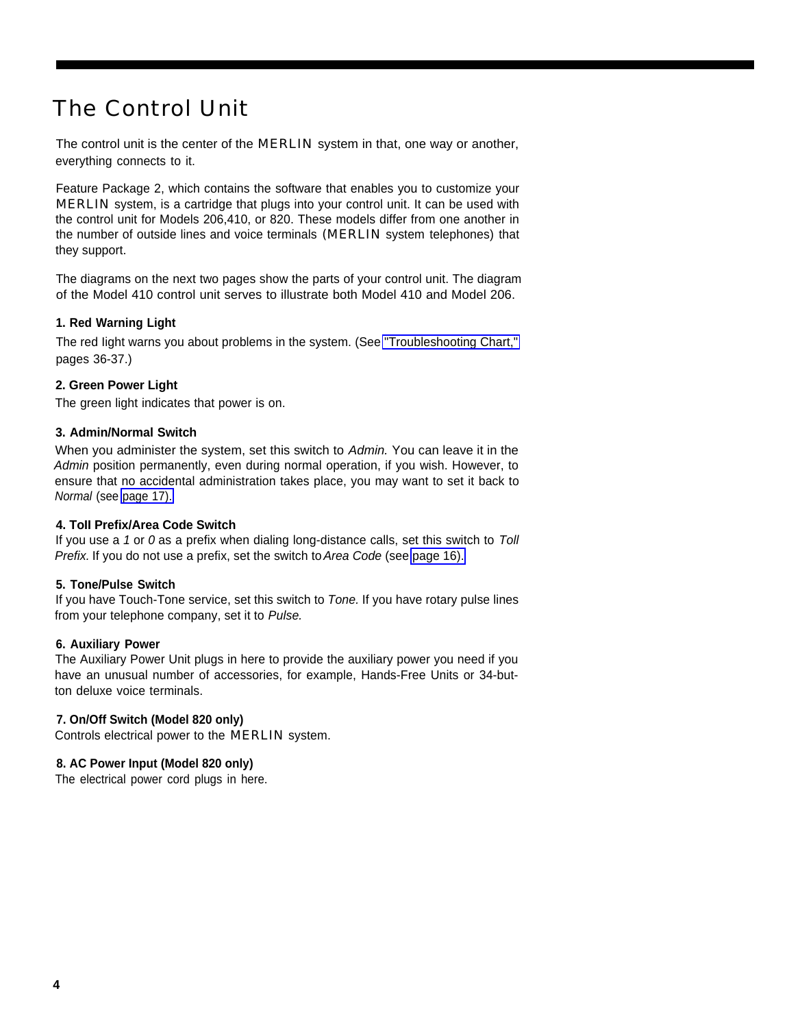# The Control Unit

The control unit is the center of the MERLIN system in that, one way or another, everything connects to it.

Feature Package 2, which contains the software that enables you to customize your MERLIN system, is a cartridge that plugs into your control unit. It can be used with the control unit for Models 206,410, or 820. These models differ from one another in the number of outside lines and voice terminals (MERLIN system telephones) that they support.

The diagrams on the next two pages show the parts of your control unit. The diagram of the Model 410 control unit serves to illustrate both Model 410 and Model 206.

**1. Red Warning Light**

The red light warns you about problems in the system. (See "Troubleshooting Chart," pages 36-37.)

**2. Green Power Light**

The green light indicates that power is on.

**3. Admin/Normal Switch**

When you administer the system, set this switch to *Admin.* You can leave it in the *Admin* position permanently, even during normal operation, if you wish. However, to ensure that no accidental administration takes place, you may want to set it back to *Normal* (see page 17).

**4. Toll Prefix/Area Code Switch**

If you use a *1* or *0* as a prefix when dialing long-distance calls, set this switch to *Toll Prefix.* If you do not use a prefix, set the switch to *Area Code* (see page 16).

**5. Tone/Pulse Switch**

If you have Touch-Tone service, set this switch to *Tone.* If you have rotary pulse lines from your telephone company, set it to *Pulse.*

**6. Auxiliary Power**

The Auxiliary Power Unit plugs in here to provide the auxiliary power you need if you have an unusual number of accessories, for example, Hands-Free Units or 34-button deluxe voice terminals.

**7. On/Off Switch (Model 820 only)**

Controls electrical power to the MERLIN system.

**8. AC Power Input (Model 820 only)**

The electrical power cord plugs in here.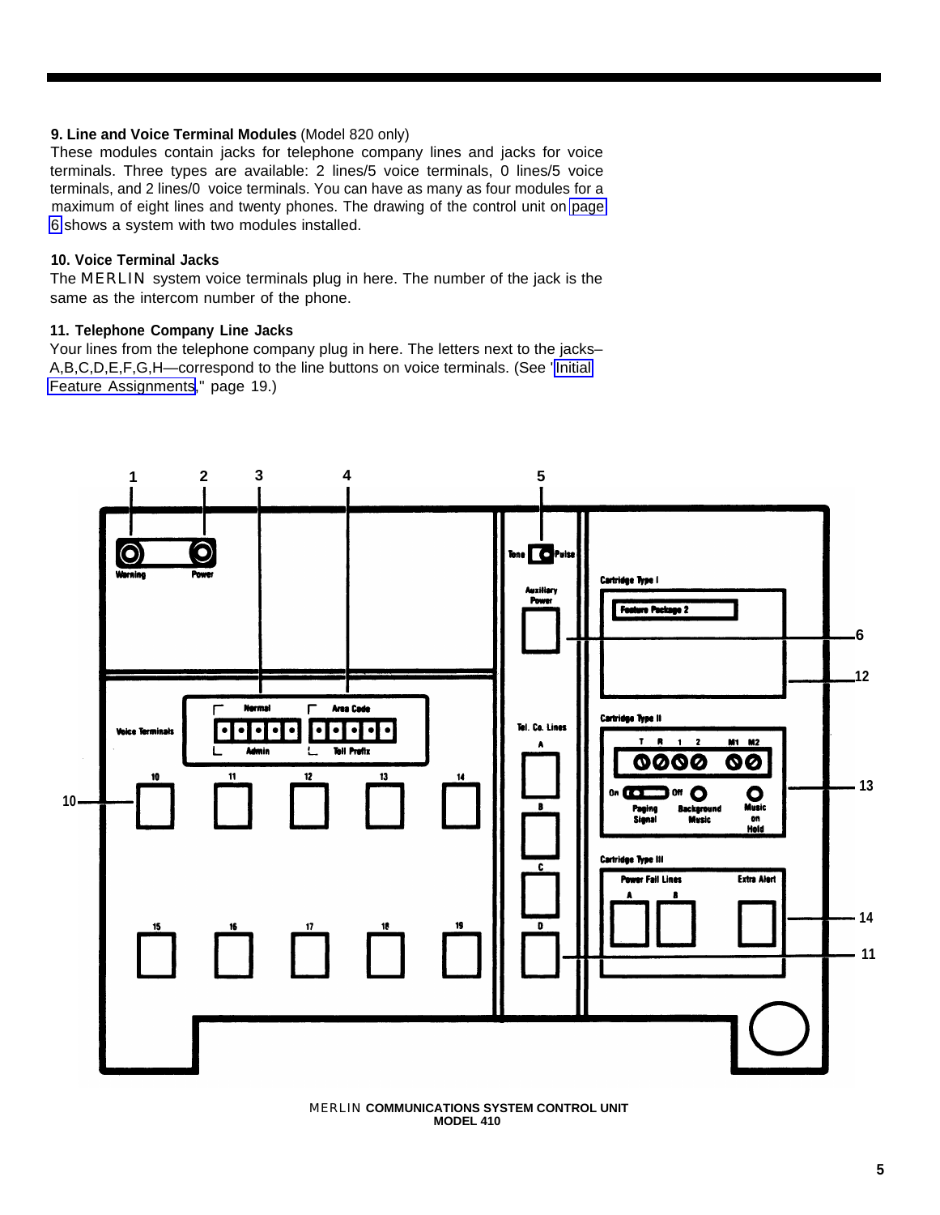**9. Line and Voice Terminal Modules** (Model 820 only)

These modules contain jacks for telephone company lines and jacks for voice terminals. Three types are available: 2 lines/5 voice terminals, 0 lines/5 voice terminals, and 2 lines/0 voice terminals. You can have as many as four modules for a maximum of eight lines and twenty phones. The drawing of the control unit on page 6 shows a system with two modules installed.

**10. Voice Terminal Jacks**

The MERLIN system voice terminals plug in here. The number of the jack is the same as the intercom number of the phone.

**11. Telephone Company Line Jacks**

Your lines from the telephone company plug in here. The letters next to the jacks–A,B,C,D,E,F,G,H—correspond to the line buttons on voice terminals. (See "Initial Feature Assignments," page 19.)

MERLIN **COMMUNICATIONS SYSTEM CONTROL UNIT MODEL 410**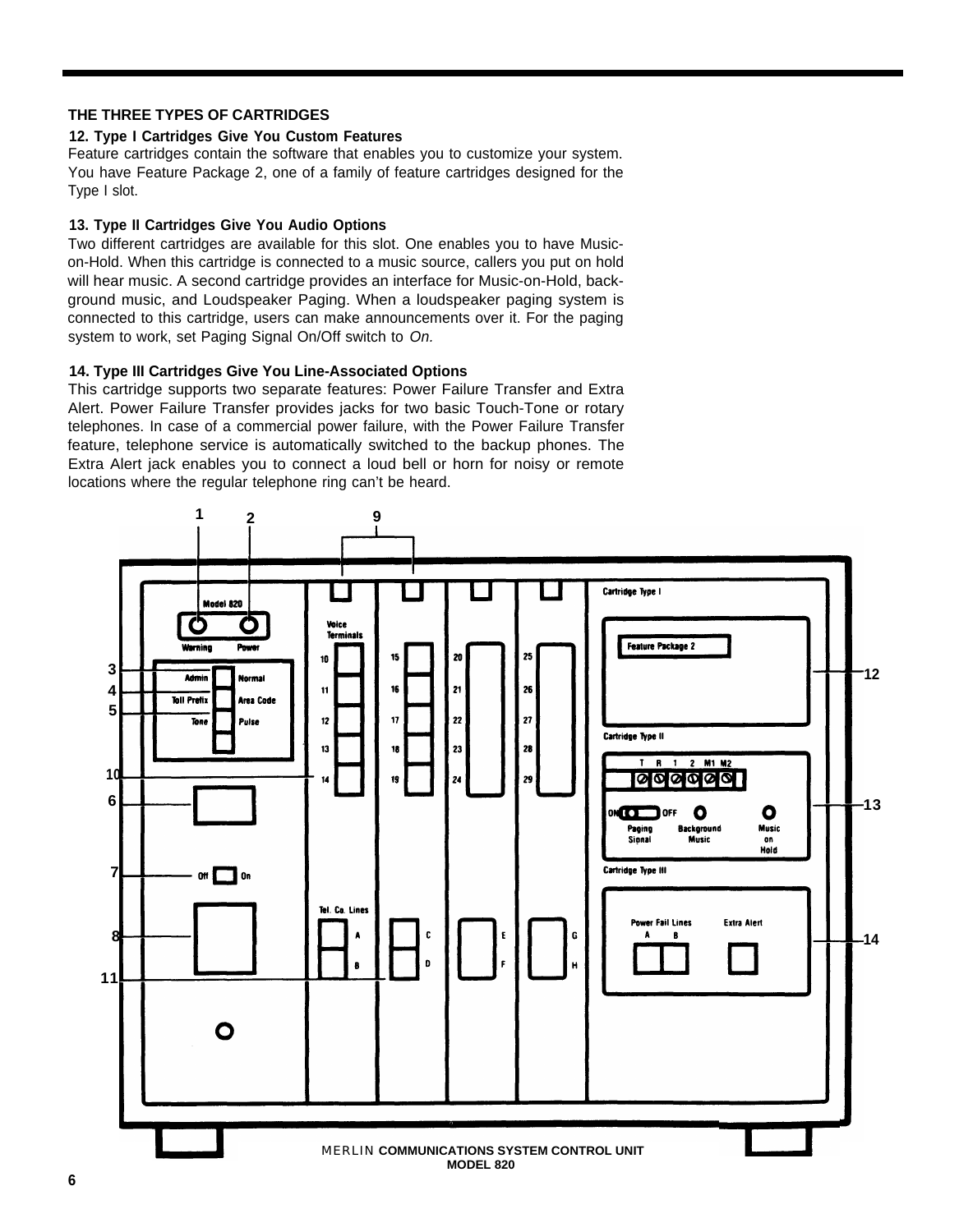## THE THREE TYPES OF CARTRIDGES

### 12. Type I Cartridges Give You Custom Features

Feature cartridges contain the software that enables you to customize your system. You have Feature Package 2, one of a family of feature cartridges designed for the Type I slot.

### 13. Type II Cartridges Give You Audio Options

Two different cartridges are available for this slot. One enables you to have Music-on-Hold. When this cartridge is connected to a music source, callers you put on hold will hear music. A second cartridge provides an interface for Music-on-Hold, background music, and Loudspeaker Paging. When a loudspeaker paging system is connected to this cartridge, users can make announcements over it. For the paging system to work, set Paging Signal On/Off switch to *On.*

### 14. Type III Cartridges Give You Line-Associated Options

This cartridge supports two separate features: Power Failure Transfer and Extra Alert. Power Failure Transfer provides jacks for two basic Touch-Tone or rotary telephones. In case of a commercial power failure, with the Power Failure Transfer feature, telephone service is automatically switched to the backup phones. The Extra Alert jack enables you to connect a loud bell or horn for noisy or remote locations where the regular telephone ring can't be heard.

MERLIN **COMMUNICATIONS SYSTEM CONTROL UNIT MODEL 820**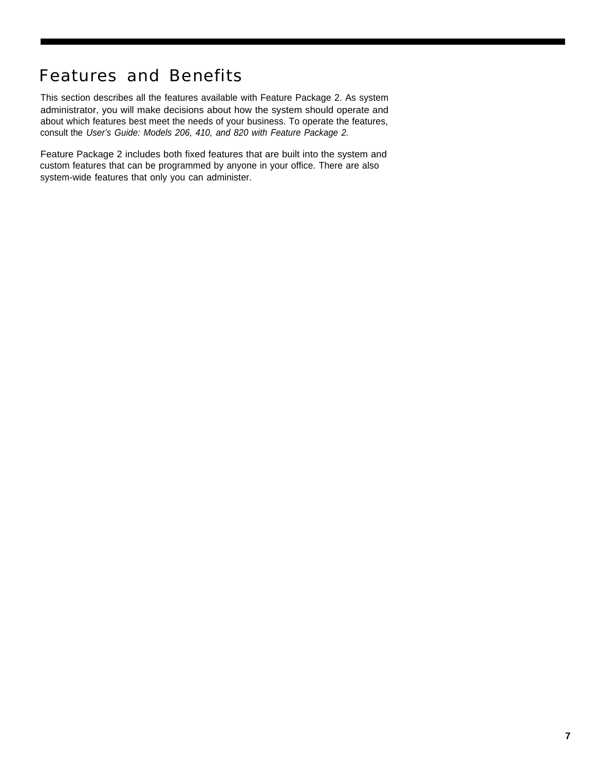# Features and Benefits

This section describes all the features available with Feature Package 2. As system administrator, you will make decisions about how the system should operate and about which features best meet the needs of your business. To operate the features, consult the *User's Guide: Models 206, 410, and 820 with Feature Package 2.*

Feature Package 2 includes both fixed features that are built into the system and custom features that can be programmed by anyone in your office. There are also system-wide features that only you can administer.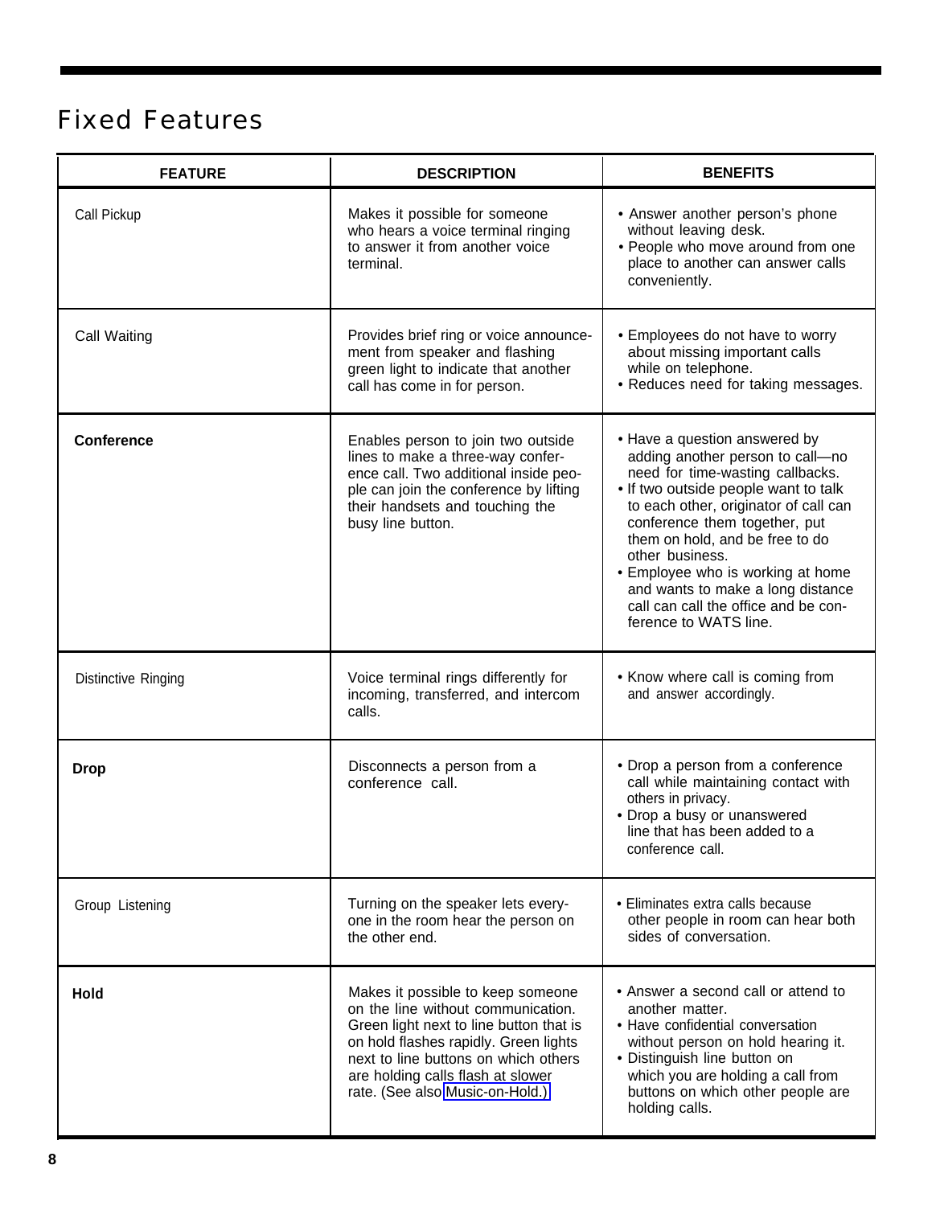# Fixed Features

| FEATURE | DESCRIPTION | BENEFITS |
|---|---|---|
| Call Pickup | Makes it possible for someone who hears a voice terminal ringing to answer it from another voice terminal. | • Answer another person's phone without leaving desk.<br>• People who move around from one place to another can answer calls conveniently. |
| Call Waiting | Provides brief ring or voice announcement from speaker and flashing green light to indicate that another call has come in for person. | • Employees do not have to worry about missing important calls while on telephone.<br>• Reduces need for taking messages. |
| **Conference** | Enables person to join two outside lines to make a three-way conference call. Two additional inside people can join the conference by lifting their handsets and touching the busy line button. | • Have a question answered by adding another person to call—no need for time-wasting callbacks.<br>• If two outside people want to talk to each other, originator of call can conference them together, put them on hold, and be free to do other business.<br>• Employee who is working at home and wants to make a long distance call can call the office and be conference to WATS line. |
| Distinctive Ringing | Voice terminal rings differently for incoming, transferred, and intercom calls. | • Know where call is coming from and answer accordingly. |
| **Drop** | Disconnects a person from a conference call. | • Drop a person from a conference call while maintaining contact with others in privacy.<br>• Drop a busy or unanswered line that has been added to a conference call. |
| Group Listening | Turning on the speaker lets everyone in the room hear the person on the other end. | • Eliminates extra calls because other people in room can hear both sides of conversation. |
| **Hold** | Makes it possible to keep someone on the line without communication. Green light next to line button that is on hold flashes rapidly. Green lights next to line buttons on which others are holding calls flash at slower rate. (See also Music-on-Hold.) | • Answer a second call or attend to another matter.<br>• Have confidential conversation without person on hold hearing it.<br>• Distinguish line button on which you are holding a call from buttons on which other people are holding calls. |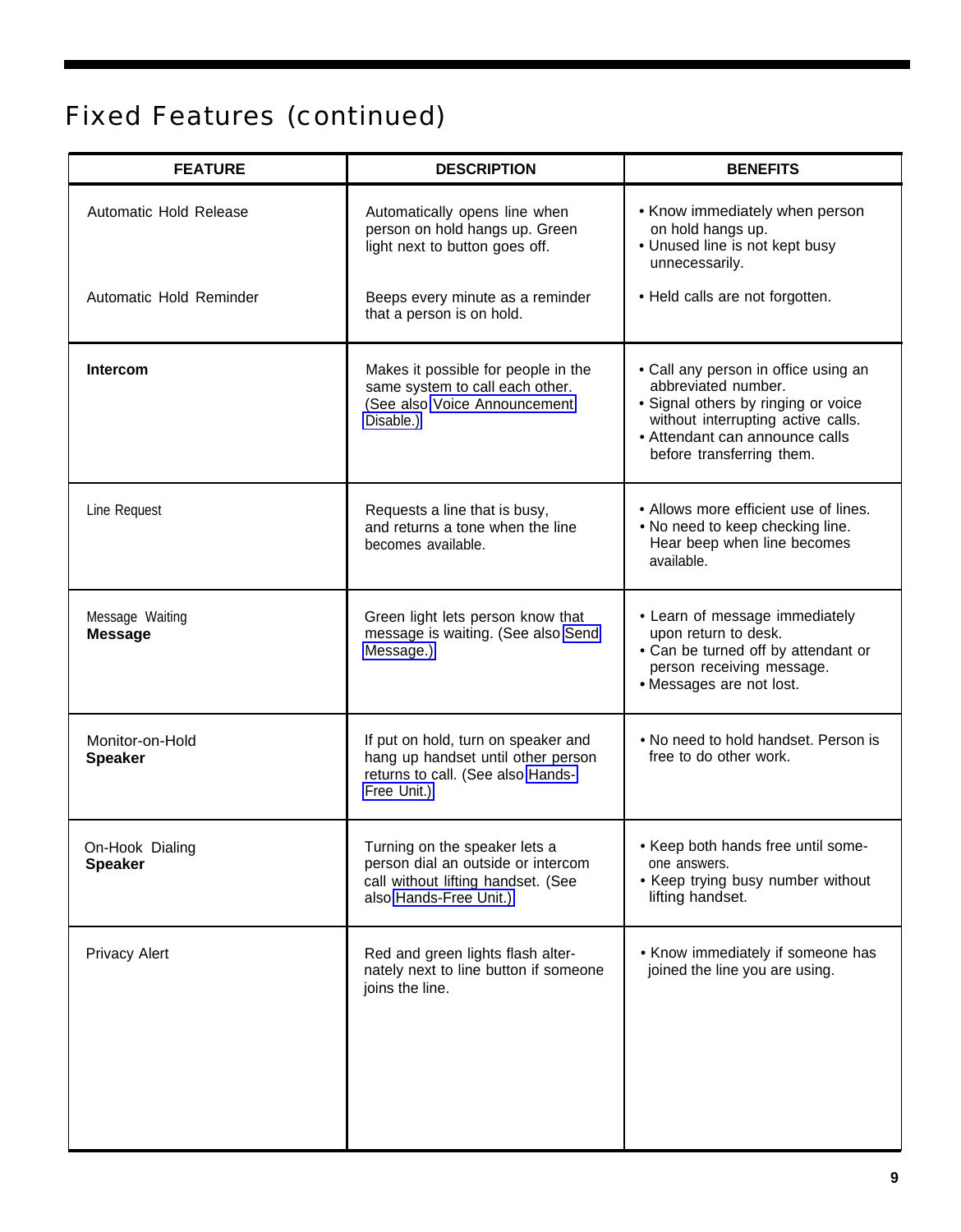# Fixed Features (continued)

| FEATURE | DESCRIPTION | BENEFITS |
|---|---|---|
| Automatic Hold Release | Automatically opens line when person on hold hangs up. Green light next to button goes off. | • Know immediately when person on hold hangs up.<br>• Unused line is not kept busy unnecessarily. |
| Automatic Hold Reminder | Beeps every minute as a reminder that a person is on hold. | • Held calls are not forgotten. |
| **Intercom** | Makes it possible for people in the same system to call each other. (See also Voice Announcement Disable.) | • Call any person in office using an abbreviated number.<br>• Signal others by ringing or voice without interrupting active calls.<br>• Attendant can announce calls before transferring them. |
| Line Request | Requests a line that is busy, and returns a tone when the line becomes available. | • Allows more efficient use of lines.<br>• No need to keep checking line. Hear beep when line becomes available. |
| Message Waiting<br>**Message** | Green light lets person know that message is waiting. (See also Send Message.) | • Learn of message immediately upon return to desk.<br>• Can be turned off by attendant or person receiving message.<br>• Messages are not lost. |
| Monitor-on-Hold<br>**Speaker** | If put on hold, turn on speaker and hang up handset until other person returns to call. (See also Hands-Free Unit.) | • No need to hold handset. Person is free to do other work. |
| On-Hook Dialing<br>**Speaker** | Turning on the speaker lets a person dial an outside or intercom call without lifting handset. (See also Hands-Free Unit.) | • Keep both hands free until someone answers.<br>• Keep trying busy number without lifting handset. |
| Privacy Alert | Red and green lights flash alternately next to line button if someone joins the line. | • Know immediately if someone has joined the line you are using. |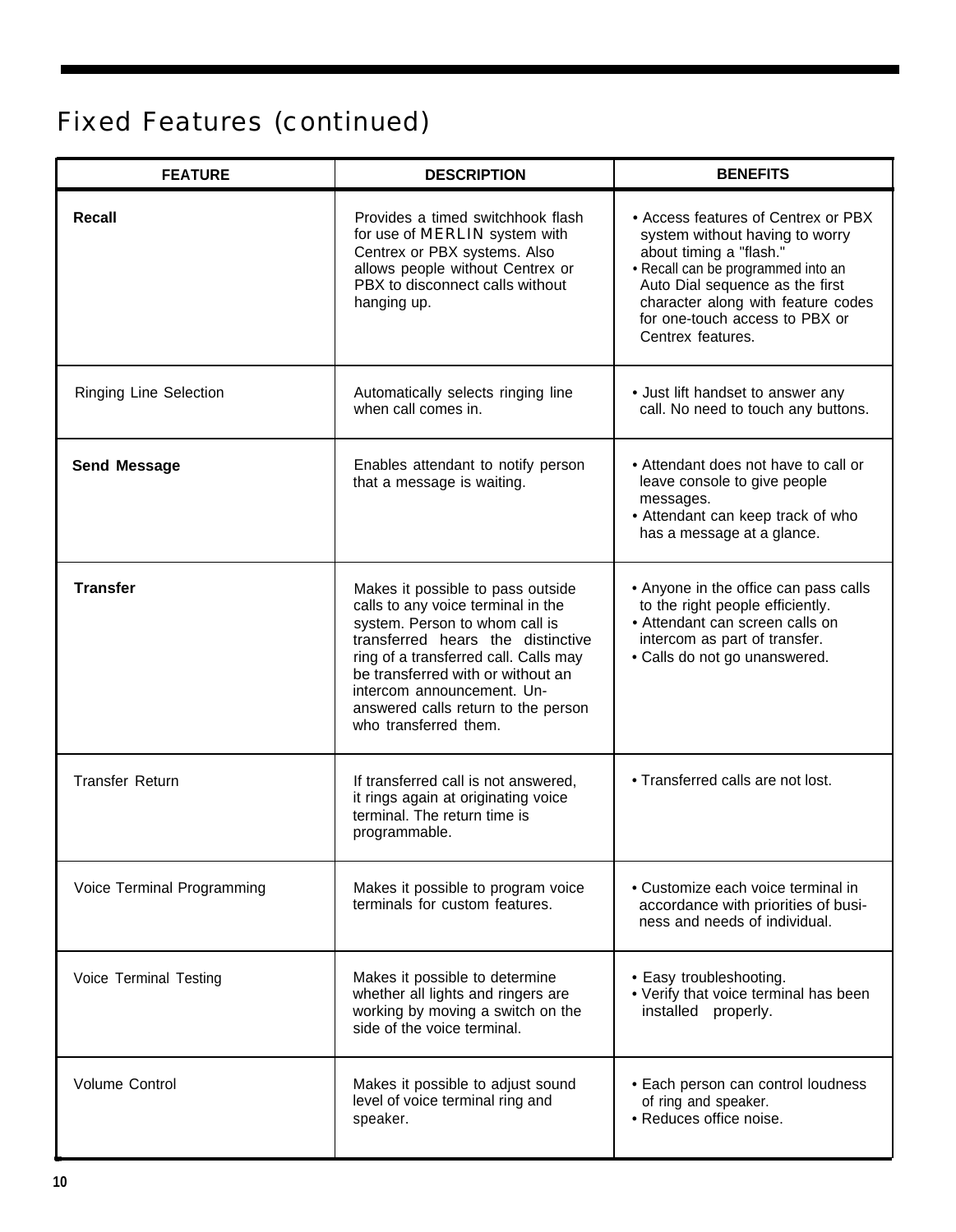## Fixed Features (continued)

| FEATURE | DESCRIPTION | BENEFITS |
|---|---|---|
| **Recall** | Provides a timed switchhook flash for use of MERLIN system with Centrex or PBX systems. Also allows people without Centrex or PBX to disconnect calls without hanging up. | • Access features of Centrex or PBX system without having to worry about timing a "flash." <br>• Recall can be programmed into an Auto Dial sequence as the first character along with feature codes for one-touch access to PBX or Centrex features. |
| Ringing Line Selection | Automatically selects ringing line when call comes in. | • Just lift handset to answer any call. No need to touch any buttons. |
| **Send Message** | Enables attendant to notify person that a message is waiting. | • Attendant does not have to call or leave console to give people messages. <br>• Attendant can keep track of who has a message at a glance. |
| **Transfer** | Makes it possible to pass outside calls to any voice terminal in the system. Person to whom call is transferred hears the distinctive ring of a transferred call. Calls may be transferred with or without an intercom announcement. Unanswered calls return to the person who transferred them. | • Anyone in the office can pass calls to the right people efficiently. <br>• Attendant can screen calls on intercom as part of transfer. <br>• Calls do not go unanswered. |
| Transfer Return | If transferred call is not answered, it rings again at originating voice terminal. The return time is programmable. | • Transferred calls are not lost. |
| Voice Terminal Programming | Makes it possible to program voice terminals for custom features. | • Customize each voice terminal in accordance with priorities of business and needs of individual. |
| Voice Terminal Testing | Makes it possible to determine whether all lights and ringers are working by moving a switch on the side of the voice terminal. | • Easy troubleshooting. <br>• Verify that voice terminal has been installed properly. |
| Volume Control | Makes it possible to adjust sound level of voice terminal ring and speaker. | • Each person can control loudness of ring and speaker. <br>• Reduces office noise. |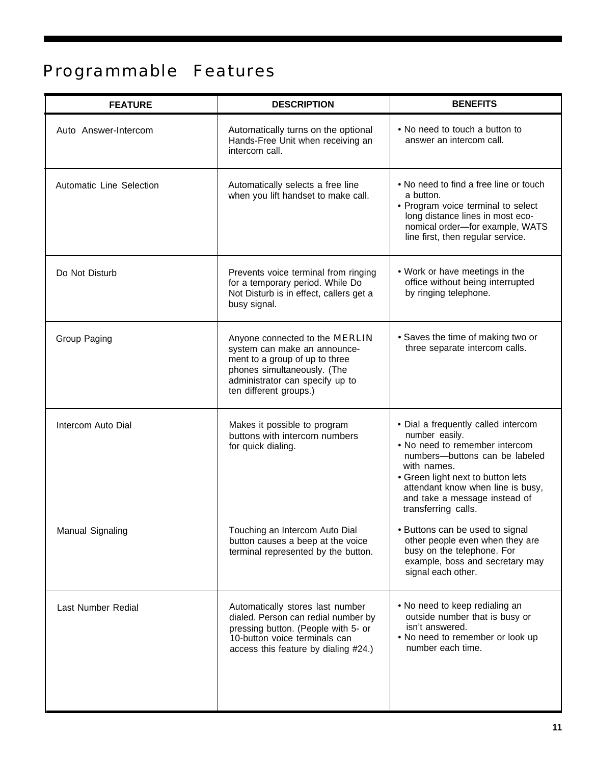# Programmable Features

| FEATURE | DESCRIPTION | BENEFITS |
|---|---|---|
| Auto Answer-Intercom | Automatically turns on the optional Hands-Free Unit when receiving an intercom call. | • No need to touch a button to answer an intercom call. |
| Automatic Line Selection | Automatically selects a free line when you lift handset to make call. | • No need to find a free line or touch a button.<br>• Program voice terminal to select long distance lines in most economical order—for example, WATS line first, then regular service. |
| Do Not Disturb | Prevents voice terminal from ringing for a temporary period. While Do Not Disturb is in effect, callers get a busy signal. | • Work or have meetings in the office without being interrupted by ringing telephone. |
| Group Paging | Anyone connected to the MERLIN system can make an announcement to a group of up to three phones simultaneously. (The administrator can specify up to ten different groups.) | • Saves the time of making two or three separate intercom calls. |
| Intercom Auto Dial | Makes it possible to program buttons with intercom numbers for quick dialing. | • Dial a frequently called intercom number easily.<br>• No need to remember intercom numbers—buttons can be labeled with names.<br>• Green light next to button lets attendant know when line is busy, and take a message instead of transferring calls. |
| Manual Signaling | Touching an Intercom Auto Dial button causes a beep at the voice terminal represented by the button. | • Buttons can be used to signal other people even when they are busy on the telephone. For example, boss and secretary may signal each other. |
| Last Number Redial | Automatically stores last number dialed. Person can redial number by pressing button. (People with 5- or 10-button voice terminals can access this feature by dialing #24.) | • No need to keep redialing an outside number that is busy or isn't answered.<br>• No need to remember or look up number each time. |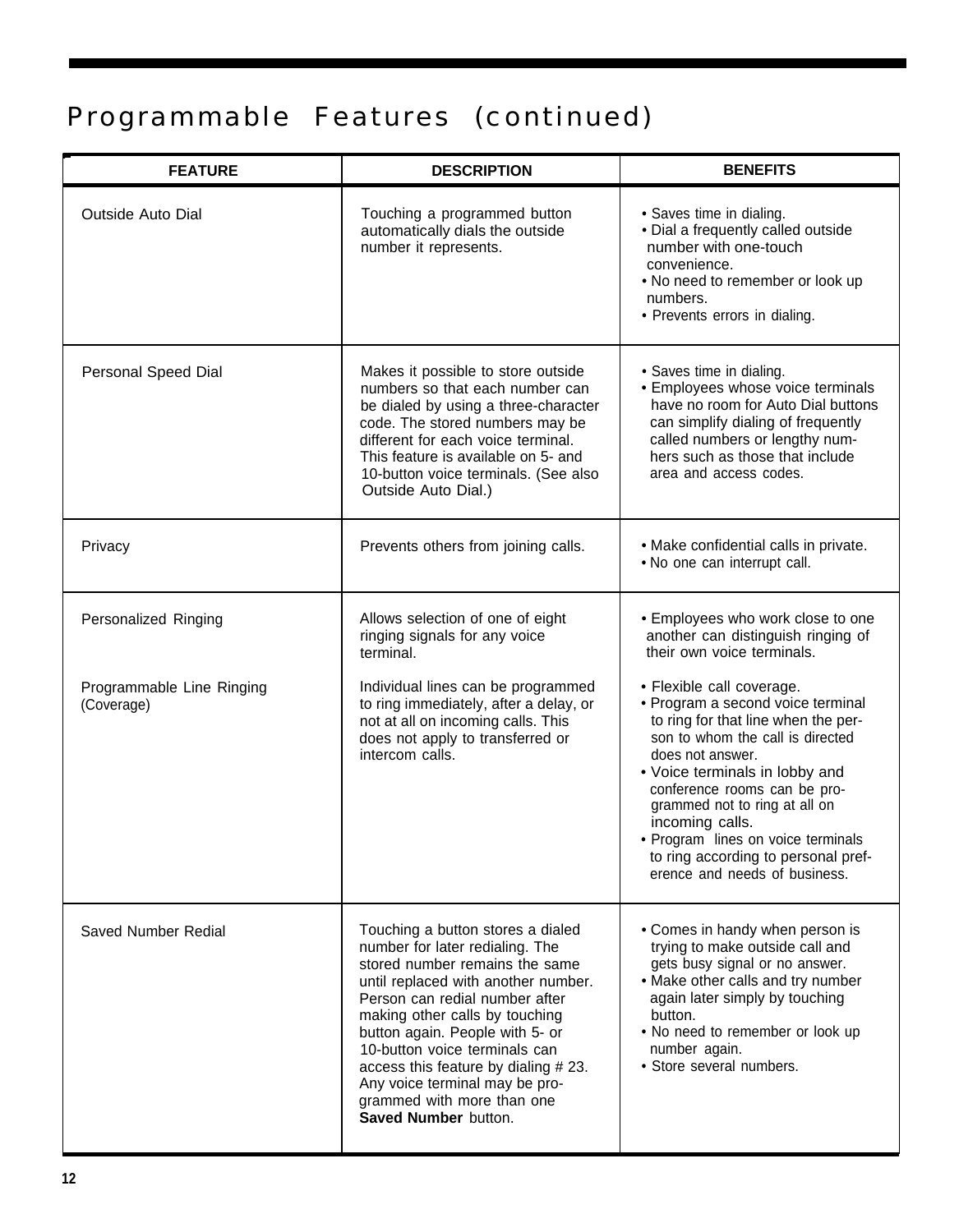# Programmable Features (continued)

| FEATURE | DESCRIPTION | BENEFITS |
|---|---|---|
| Outside Auto Dial | Touching a programmed button automatically dials the outside number it represents. | • Saves time in dialing.<br>• Dial a frequently called outside number with one-touch convenience.<br>• No need to remember or look up numbers.<br>• Prevents errors in dialing. |
| Personal Speed Dial | Makes it possible to store outside numbers so that each number can be dialed by using a three-character code. The stored numbers may be different for each voice terminal. This feature is available on 5- and 10-button voice terminals. (See also Outside Auto Dial.) | • Saves time in dialing.<br>• Employees whose voice terminals have no room for Auto Dial buttons can simplify dialing of frequently called numbers or lengthy num-hers such as those that include area and access codes. |
| Privacy | Prevents others from joining calls. | • Make confidential calls in private.<br>• No one can interrupt call. |
| Personalized Ringing | Allows selection of one of eight ringing signals for any voice terminal. | • Employees who work close to one another can distinguish ringing of their own voice terminals. |
| Programmable Line Ringing (Coverage) | Individual lines can be programmed to ring immediately, after a delay, or not at all on incoming calls. This does not apply to transferred or intercom calls. | • Flexible call coverage.<br>• Program a second voice terminal to ring for that line when the per-son to whom the call is directed does not answer.<br>• Voice terminals in lobby and conference rooms can be pro-grammed not to ring at all on incoming calls.<br>• Program lines on voice terminals to ring according to personal pref-erence and needs of business. |
| Saved Number Redial | Touching a button stores a dialed number for later redialing. The stored number remains the same until replaced with another number. Person can redial number after making other calls by touching button again. People with 5- or 10-button voice terminals can access this feature by dialing # 23. Any voice terminal may be pro-grammed with more than one **Saved Number** button. | • Comes in handy when person is trying to make outside call and gets busy signal or no answer.<br>• Make other calls and try number again later simply by touching button.<br>• No need to remember or look up number again.<br>• Store several numbers. |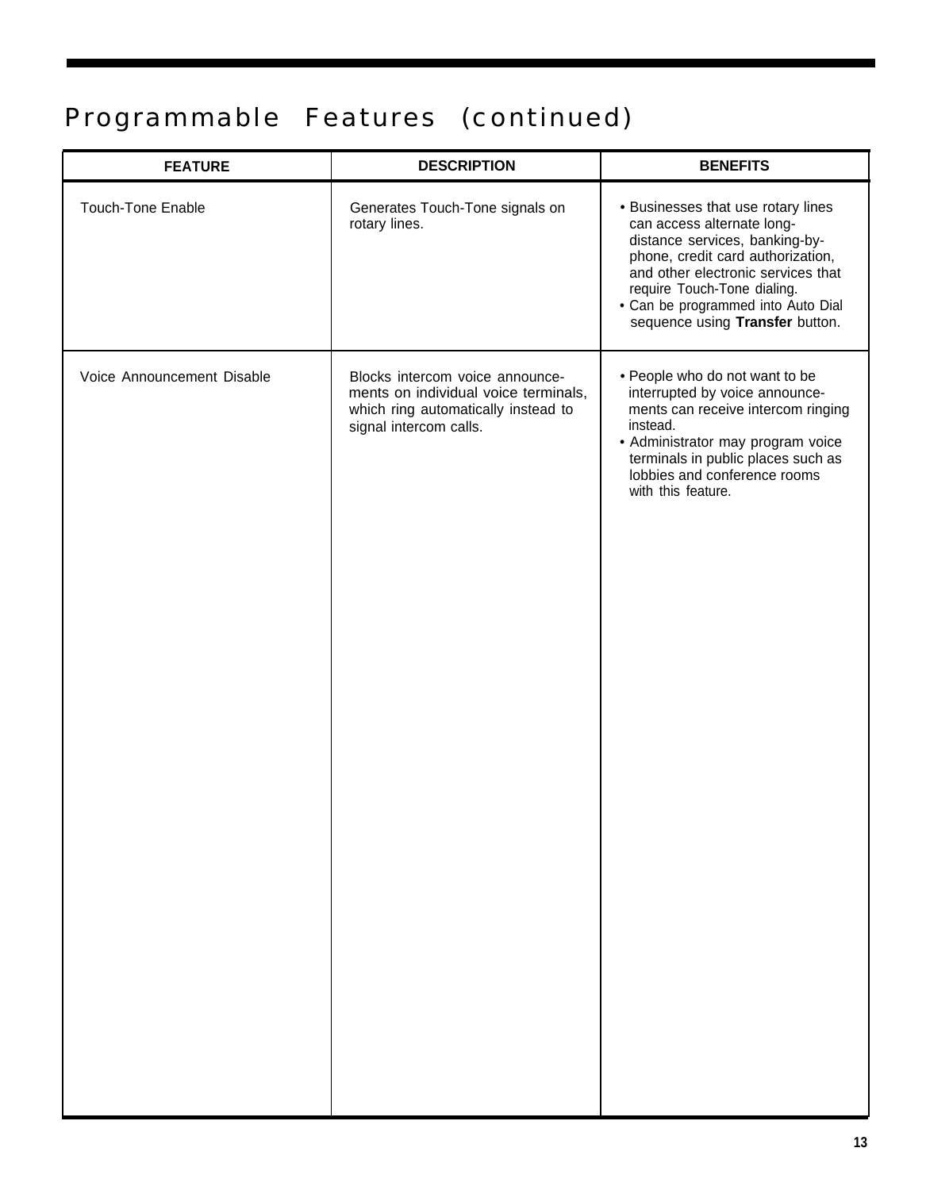# Programmable Features (continued)

| FEATURE | DESCRIPTION | BENEFITS |
|---|---|---|
| Touch-Tone Enable | Generates Touch-Tone signals on rotary lines. | • Businesses that use rotary lines can access alternate long-distance services, banking-by-phone, credit card authorization, and other electronic services that require Touch-Tone dialing.<br>• Can be programmed into Auto Dial sequence using **Transfer** button. |
| Voice Announcement Disable | Blocks intercom voice announcements on individual voice terminals, which ring automatically instead to signal intercom calls. | • People who do not want to be interrupted by voice announcements can receive intercom ringing instead.<br>• Administrator may program voice terminals in public places such as lobbies and conference rooms with this feature. |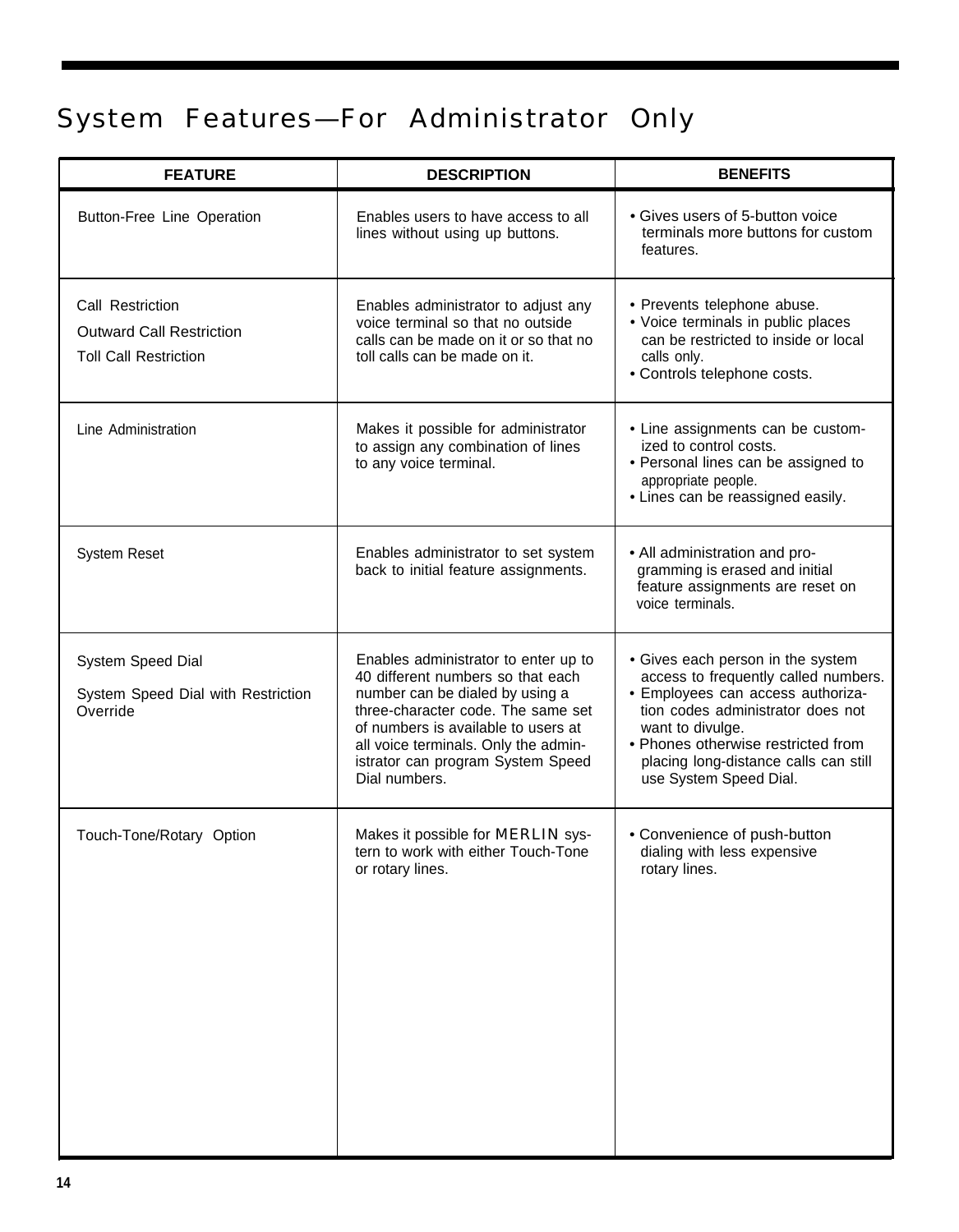# System Features—For Administrator Only

| FEATURE | DESCRIPTION | BENEFITS |
|---|---|---|
| Button-Free Line Operation | Enables users to have access to all lines without using up buttons. | • Gives users of 5-button voice terminals more buttons for custom features. |
| Call Restriction<br>Outward Call Restriction<br>Toll Call Restriction | Enables administrator to adjust any voice terminal so that no outside calls can be made on it or so that no toll calls can be made on it. | • Prevents telephone abuse.<br>• Voice terminals in public places can be restricted to inside or local calls only.<br>• Controls telephone costs. |
| Line Administration | Makes it possible for administrator to assign any combination of lines to any voice terminal. | • Line assignments can be customized to control costs.<br>• Personal lines can be assigned to appropriate people.<br>• Lines can be reassigned easily. |
| System Reset | Enables administrator to set system back to initial feature assignments. | • All administration and programming is erased and initial feature assignments are reset on voice terminals. |
| System Speed Dial<br>System Speed Dial with Restriction Override | Enables administrator to enter up to 40 different numbers so that each number can be dialed by using a three-character code. The same set of numbers is available to users at all voice terminals. Only the administrator can program System Speed Dial numbers. | • Gives each person in the system access to frequently called numbers.<br>• Employees can access authorization codes administrator does not want to divulge.<br>• Phones otherwise restricted from placing long-distance calls can still use System Speed Dial. |
| Touch-Tone/Rotary Option | Makes it possible for MERLIN system to work with either Touch-Tone or rotary lines. | • Convenience of push-button dialing with less expensive rotary lines. |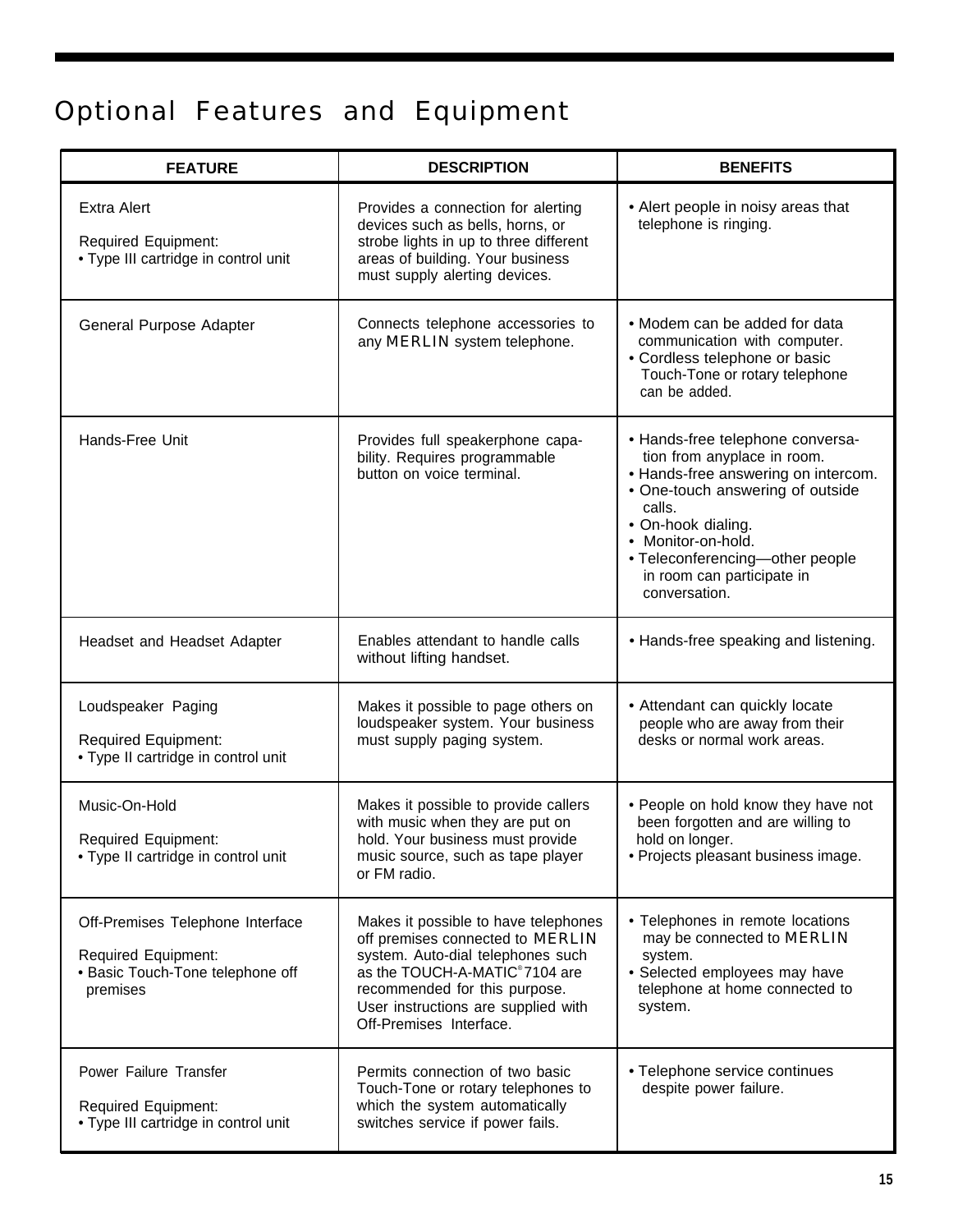# Optional Features and Equipment

| FEATURE | DESCRIPTION | BENEFITS |
|---|---|---|
| Extra Alert<br><br>Required Equipment:<br>• Type III cartridge in control unit | Provides a connection for alerting devices such as bells, horns, or strobe lights in up to three different areas of building. Your business must supply alerting devices. | • Alert people in noisy areas that telephone is ringing. |
| General Purpose Adapter | Connects telephone accessories to any MERLIN system telephone. | • Modem can be added for data communication with computer.<br>• Cordless telephone or basic Touch-Tone or rotary telephone can be added. |
| Hands-Free Unit | Provides full speakerphone capability. Requires programmable button on voice terminal. | • Hands-free telephone conversation from anyplace in room.<br>• Hands-free answering on intercom.<br>• One-touch answering of outside calls.<br>• On-hook dialing.<br>• Monitor-on-hold.<br>• Teleconferencing—other people in room can participate in conversation. |
| Headset and Headset Adapter | Enables attendant to handle calls without lifting handset. | • Hands-free speaking and listening. |
| Loudspeaker Paging<br><br>Required Equipment:<br>• Type II cartridge in control unit | Makes it possible to page others on loudspeaker system. Your business must supply paging system. | • Attendant can quickly locate people who are away from their desks or normal work areas. |
| Music-On-Hold<br><br>Required Equipment:<br>• Type II cartridge in control unit | Makes it possible to provide callers with music when they are put on hold. Your business must provide music source, such as tape player or FM radio. | • People on hold know they have not been forgotten and are willing to hold on longer.<br>• Projects pleasant business image. |
| Off-Premises Telephone Interface<br><br>Required Equipment:<br>• Basic Touch-Tone telephone off premises | Makes it possible to have telephones off premises connected to MERLIN system. Auto-dial telephones such as the TOUCH-A-MATIC® 7104 are recommended for this purpose. User instructions are supplied with Off-Premises Interface. | • Telephones in remote locations may be connected to MERLIN system.<br>• Selected employees may have telephone at home connected to system. |
| Power Failure Transfer<br><br>Required Equipment:<br>• Type III cartridge in control unit | Permits connection of two basic Touch-Tone or rotary telephones to which the system automatically switches service if power fails. | • Telephone service continues despite power failure. |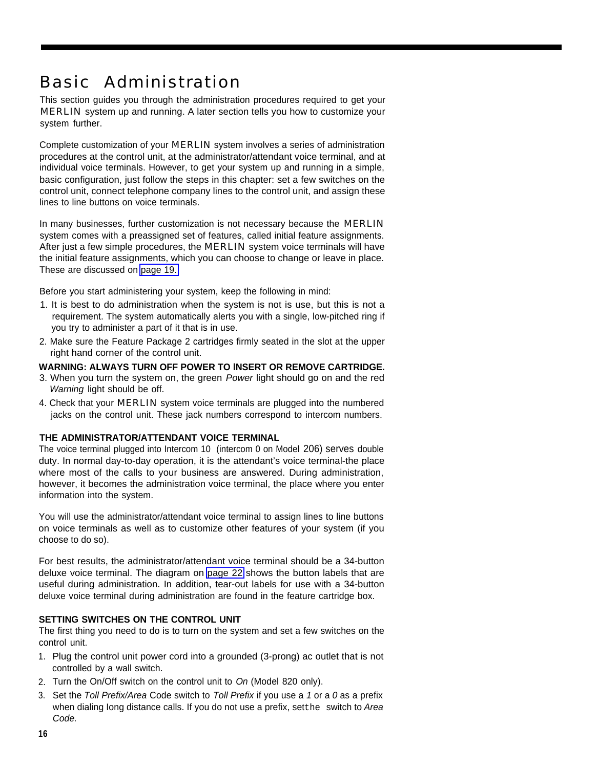# Basic Administration

This section guides you through the administration procedures required to get your MERLIN system up and running. A later section tells you how to customize your system further.

Complete customization of your MERLIN system involves a series of administration procedures at the control unit, at the administrator/attendant voice terminal, and at individual voice terminals. However, to get your system up and running in a simple, basic configuration, just follow the steps in this chapter: set a few switches on the control unit, connect telephone company lines to the control unit, and assign these lines to line buttons on voice terminals.

In many businesses, further customization is not necessary because the MERLIN system comes with a preassigned set of features, called initial feature assignments. After just a few simple procedures, the MERLIN system voice terminals will have the initial feature assignments, which you can choose to change or leave in place. These are discussed on page 19.

Before you start administering your system, keep the following in mind:

1. It is best to do administration when the system is not is use, but this is not a requirement. The system automatically alerts you with a single, low-pitched ring if you try to administer a part of it that is in use.
2. Make sure the Feature Package 2 cartridges firmly seated in the slot at the upper right hand corner of the control unit.

**WARNING: ALWAYS TURN OFF POWER TO INSERT OR REMOVE CARTRIDGE.**

3. When you turn the system on, the green *Power* light should go on and the red *Warning* light should be off.
4. Check that your MERLIN system voice terminals are plugged into the numbered jacks on the control unit. These jack numbers correspond to intercom numbers.

### THE ADMINISTRATOR/ATTENDANT VOICE TERMINAL

The voice terminal plugged into Intercom 10 (intercom 0 on Model 206) serves double duty. In normal day-to-day operation, it is the attendant's voice terminal-the place where most of the calls to your business are answered. During administration, however, it becomes the administration voice terminal, the place where you enter information into the system.

You will use the administrator/attendant voice terminal to assign lines to line buttons on voice terminals as well as to customize other features of your system (if you choose to do so).

For best results, the administrator/attendant voice terminal should be a 34-button deluxe voice terminal. The diagram on page 22 shows the button labels that are useful during administration. In addition, tear-out labels for use with a 34-button deluxe voice terminal during administration are found in the feature cartridge box.

### SETTING SWITCHES ON THE CONTROL UNIT

The first thing you need to do is to turn on the system and set a few switches on the control unit.

1. Plug the control unit power cord into a grounded (3-prong) ac outlet that is not controlled by a wall switch.
2. Turn the On/Off switch on the control unit to *On* (Model 820 only).
3. Set the *Toll Prefix/Area* Code switch to *Toll Prefix* if you use a *1* or a *0* as a prefix when dialing long distance calls. If you do not use a prefix, set the switch to *Area Code.*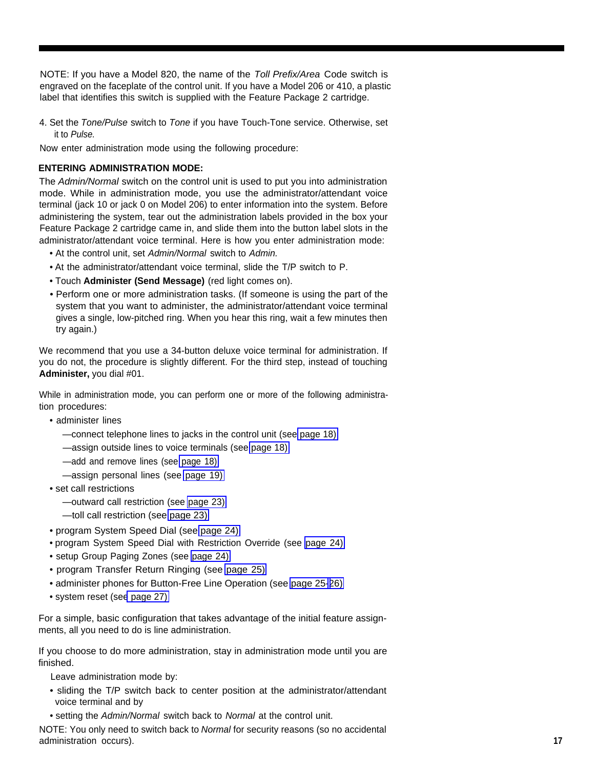NOTE: If you have a Model 820, the name of the *Toll Prefix/Area* Code switch is engraved on the faceplate of the control unit. If you have a Model 206 or 410, a plastic label that identifies this switch is supplied with the Feature Package 2 cartridge.

4. Set the *Tone/Pulse* switch to *Tone* if you have Touch-Tone service. Otherwise, set it to *Pulse.*

Now enter administration mode using the following procedure:

**ENTERING ADMINISTRATION MODE:**

The *Admin/Normal* switch on the control unit is used to put you into administration mode. While in administration mode, you use the administrator/attendant voice terminal (jack 10 or jack 0 on Model 206) to enter information into the system. Before administering the system, tear out the administration labels provided in the box your Feature Package 2 cartridge came in, and slide them into the button label slots in the administrator/attendant voice terminal. Here is how you enter administration mode:

- At the control unit, set *Admin/Normal* switch to *Admin.*
- At the administrator/attendant voice terminal, slide the T/P switch to P.
- Touch **Administer (Send Message)** (red light comes on).
- Perform one or more administration tasks. (If someone is using the part of the system that you want to administer, the administrator/attendant voice terminal gives a single, low-pitched ring. When you hear this ring, wait a few minutes then try again.)

We recommend that you use a 34-button deluxe voice terminal for administration. If you do not, the procedure is slightly different. For the third step, instead of touching **Administer,** you dial #01.

While in administration mode, you can perform one or more of the following administration procedures:

- administer lines
  - —connect telephone lines to jacks in the control unit (see page 18)
  - —assign outside lines to voice terminals (see page 18)
  - —add and remove lines (see page 18)
  - —assign personal lines (see page 19)
- set call restrictions
  - —outward call restriction (see page 23)
  - —toll call restriction (see page 23)
- program System Speed Dial (see page 24)
- program System Speed Dial with Restriction Override (see page 24)
- setup Group Paging Zones (see page 24)
- program Transfer Return Ringing (see page 25)
- administer phones for Button-Free Line Operation (see page 25-26)
- system reset (see page 27)

For a simple, basic configuration that takes advantage of the initial feature assignments, all you need to do is line administration.

If you choose to do more administration, stay in administration mode until you are finished.

Leave administration mode by:

- sliding the T/P switch back to center position at the administrator/attendant voice terminal and by
- setting the *Admin/Normal* switch back to *Normal* at the control unit.

NOTE: You only need to switch back to *Normal* for security reasons (so no accidental administration occurs).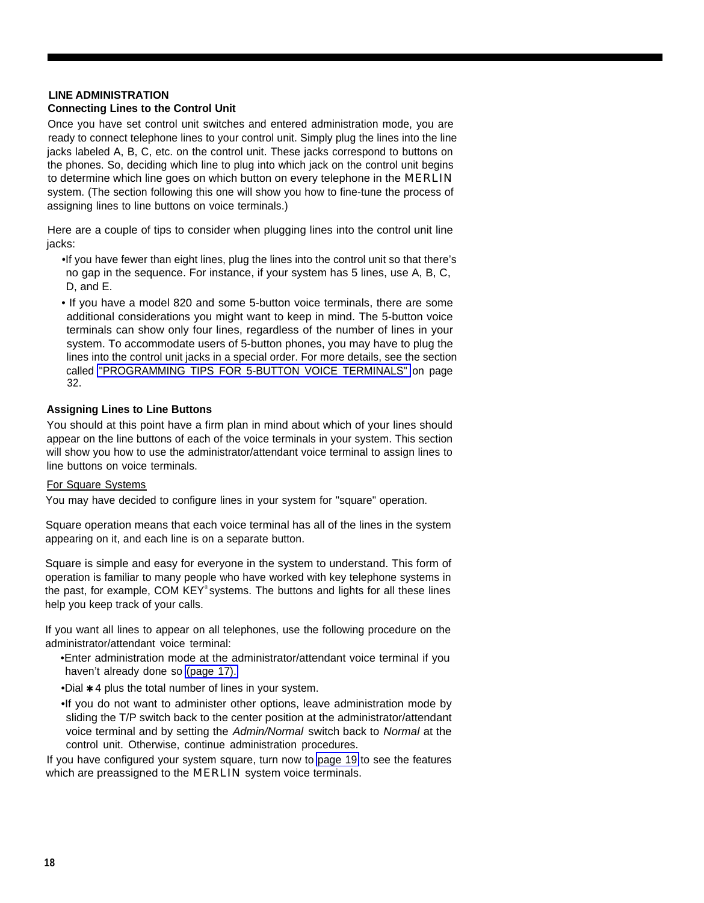## LINE ADMINISTRATION

### Connecting Lines to the Control Unit

Once you have set control unit switches and entered administration mode, you are ready to connect telephone lines to your control unit. Simply plug the lines into the line jacks labeled A, B, C, etc. on the control unit. These jacks correspond to buttons on the phones. So, deciding which line to plug into which jack on the control unit begins to determine which line goes on which button on every telephone in the MERLIN system. (The section following this one will show you how to fine-tune the process of assigning lines to line buttons on voice terminals.)

Here are a couple of tips to consider when plugging lines into the control unit line jacks:

- If you have fewer than eight lines, plug the lines into the control unit so that there's no gap in the sequence. For instance, if your system has 5 lines, use A, B, C, D, and E.
- If you have a model 820 and some 5-button voice terminals, there are some additional considerations you might want to keep in mind. The 5-button voice terminals can show only four lines, regardless of the number of lines in your system. To accommodate users of 5-button phones, you may have to plug the lines into the control unit jacks in a special order. For more details, see the section called "PROGRAMMING TIPS FOR 5-BUTTON VOICE TERMINALS" on page 32.

### Assigning Lines to Line Buttons

You should at this point have a firm plan in mind about which of your lines should appear on the line buttons of each of the voice terminals in your system. This section will show you how to use the administrator/attendant voice terminal to assign lines to line buttons on voice terminals.

For Square Systems

You may have decided to configure lines in your system for "square" operation.

Square operation means that each voice terminal has all of the lines in the system appearing on it, and each line is on a separate button.

Square is simple and easy for everyone in the system to understand. This form of operation is familiar to many people who have worked with key telephone systems in the past, for example, COM KEY® systems. The buttons and lights for all these lines help you keep track of your calls.

If you want all lines to appear on all telephones, use the following procedure on the administrator/attendant voice terminal:

- Enter administration mode at the administrator/attendant voice terminal if you haven't already done so (page 17).
- Dial ✱4 plus the total number of lines in your system.
- If you do not want to administer other options, leave administration mode by sliding the T/P switch back to the center position at the administrator/attendant voice terminal and by setting the *Admin/Normal* switch back to *Normal* at the control unit. Otherwise, continue administration procedures.

If you have configured your system square, turn now to page 19 to see the features which are preassigned to the MERLIN system voice terminals.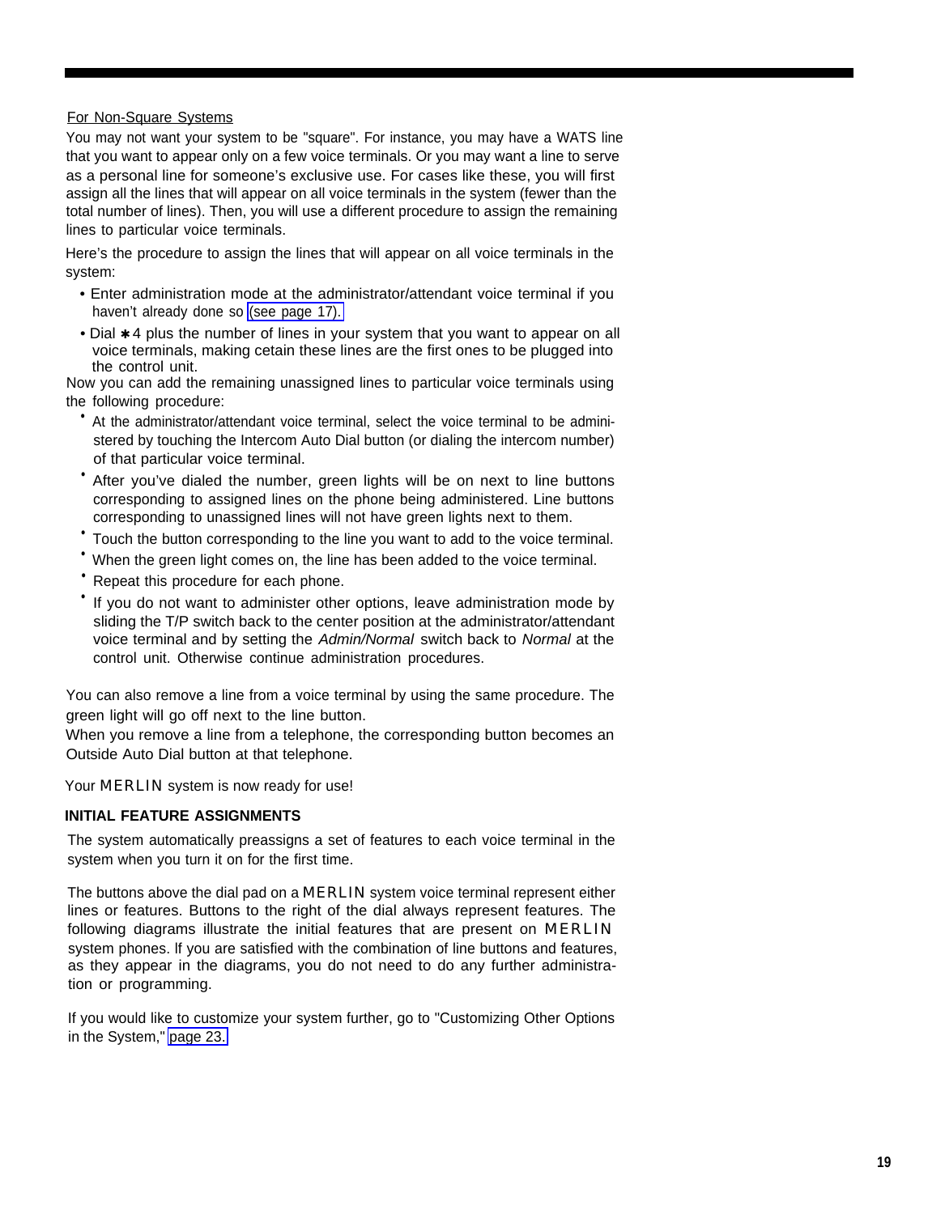For Non-Square Systems

You may not want your system to be "square". For instance, you may have a WATS line that you want to appear only on a few voice terminals. Or you may want a line to serve as a personal line for someone's exclusive use. For cases like these, you will first assign all the lines that will appear on all voice terminals in the system (fewer than the total number of lines). Then, you will use a different procedure to assign the remaining lines to particular voice terminals.

Here's the procedure to assign the lines that will appear on all voice terminals in the system:

- Enter administration mode at the administrator/attendant voice terminal if you haven't already done so (see page 17).
- Dial ✱4 plus the number of lines in your system that you want to appear on all voice terminals, making cetain these lines are the first ones to be plugged into the control unit.

Now you can add the remaining unassigned lines to particular voice terminals using the following procedure:

- At the administrator/attendant voice terminal, select the voice terminal to be administered by touching the Intercom Auto Dial button (or dialing the intercom number) of that particular voice terminal.
- After you've dialed the number, green lights will be on next to line buttons corresponding to assigned lines on the phone being administered. Line buttons corresponding to unassigned lines will not have green lights next to them.
- Touch the button corresponding to the line you want to add to the voice terminal.
- When the green light comes on, the line has been added to the voice terminal.
- Repeat this procedure for each phone.
- If you do not want to administer other options, leave administration mode by sliding the T/P switch back to the center position at the administrator/attendant voice terminal and by setting the *Admin/Normal* switch back to *Normal* at the control unit. Otherwise continue administration procedures.

You can also remove a line from a voice terminal by using the same procedure. The green light will go off next to the line button.
When you remove a line from a telephone, the corresponding button becomes an Outside Auto Dial button at that telephone.

Your MERLIN system is now ready for use!

**INITIAL FEATURE ASSIGNMENTS**

The system automatically preassigns a set of features to each voice terminal in the system when you turn it on for the first time.

The buttons above the dial pad on a MERLIN system voice terminal represent either lines or features. Buttons to the right of the dial always represent features. The following diagrams illustrate the initial features that are present on MERLIN system phones. lf you are satisfied with the combination of line buttons and features, as they appear in the diagrams, you do not need to do any further administration or programming.

If you would like to customize your system further, go to "Customizing Other Options in the System," page 23.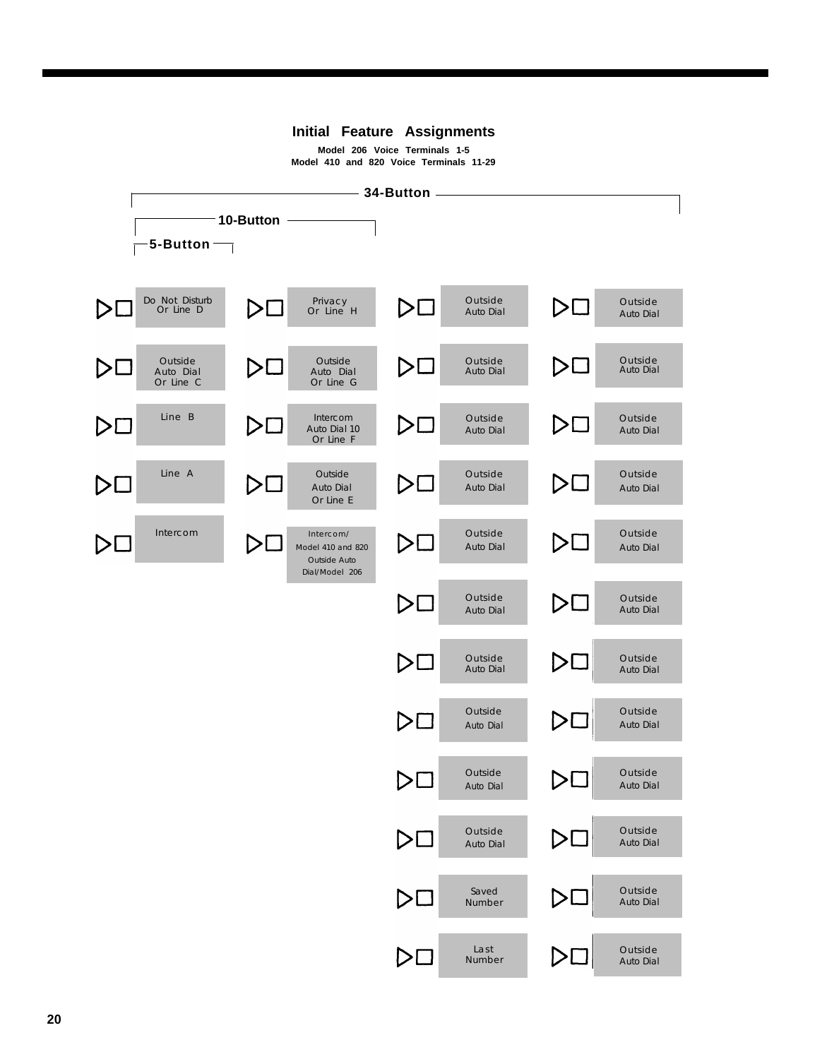# Initial Feature Assignments

**Model 206 Voice Terminals 1-5**
**Model 410 and 820 Voice Terminals 11-29**

**34-Button**

**10-Button**

**5-Button**

| Column 1 (5-Button) | Column 2 (10-Button) | Column 3 (34-Button) | Column 4 (34-Button) |
|---|---|---|---|
| Do Not Disturb Or Line D | Privacy Or Line H | Outside Auto Dial | Outside Auto Dial |
| Outside Auto Dial Or Line C | Outside Auto Dial Or Line G | Outside Auto Dial | Outside Auto Dial |
| Line B | Intercom Auto Dial 10 Or Line F | Outside Auto Dial | Outside Auto Dial |
| Line A | Outside Auto Dial Or Line E | Outside Auto Dial | Outside Auto Dial |
| Intercom | Intercom/ Model 410 and 820 Outside Auto Dial/Model 206 | Outside Auto Dial | Outside Auto Dial |
| | | Outside Auto Dial | Outside Auto Dial |
| | | Outside Auto Dial | Outside Auto Dial |
| | | Outside Auto Dial | Outside Auto Dial |
| | | Outside Auto Dial | Outside Auto Dial |
| | | Outside Auto Dial | Outside Auto Dial |
| | | Saved Number | Outside Auto Dial |
| | | Last Number | Outside Auto Dial |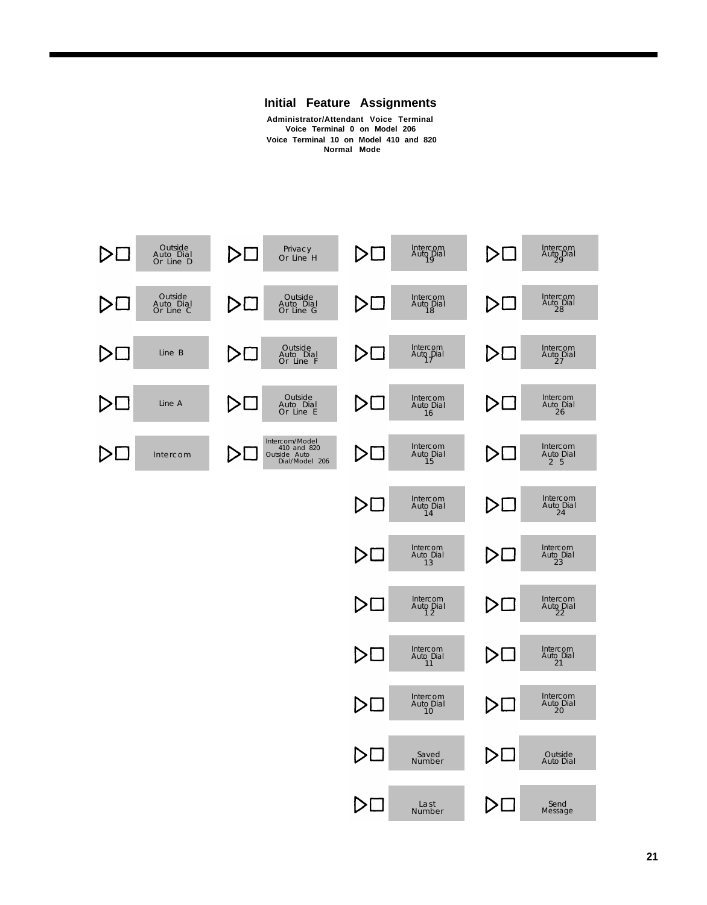## Initial Feature Assignments

**Administrator/Attendant Voice Terminal**
**Voice Terminal 0 on Model 206**
**Voice Terminal 10 on Model 410 and 820**
**Normal Mode**

| Column 1 | Column 2 | Column 3 | Column 4 |
|---|---|---|---|
| Outside Auto Dial Or Line D | Privacy Or Line H | Intercom Auto Dial 19 | Intercom Auto Dial 29 |
| Outside Auto Dial Or Line C | Outside Auto Dial Or Line G | Intercom Auto Dial 18 | Intercom Auto Dial 28 |
| Line B | Outside Auto Dial Or Line F | Intercom Auto Dial 17 | Intercom Auto Dial 27 |
| Line A | Outside Auto Dial Or Line E | Intercom Auto Dial 16 | Intercom Auto Dial 26 |
| Intercom | Intercom/Model 410 and 820 Outside Auto Dial/Model 206 | Intercom Auto Dial 15 | Intercom Auto Dial 25 |
| | | Intercom Auto Dial 14 | Intercom Auto Dial 24 |
| | | Intercom Auto Dial 13 | Intercom Auto Dial 23 |
| | | Intercom Auto Dial 12 | Intercom Auto Dial 22 |
| | | Intercom Auto Dial 11 | Intercom Auto Dial 21 |
| | | Intercom Auto Dial 10 | Intercom Auto Dial 20 |
| | | Saved Number | Outside Auto Dial |
| | | Last Number | Send Message |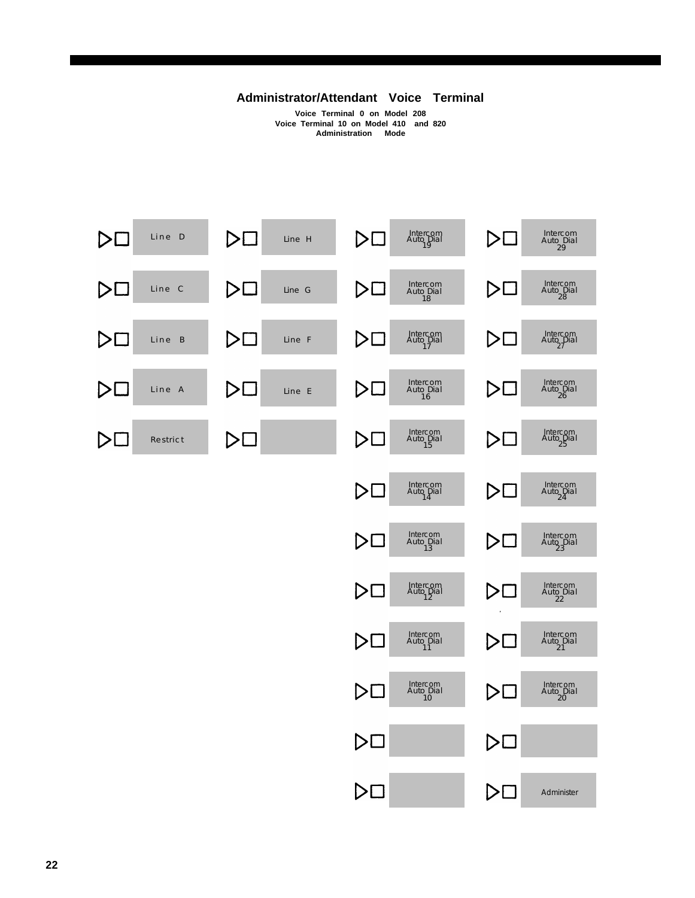## Administrator/Attendant Voice Terminal

**Voice Terminal 0 on Model 208**
**Voice Terminal 10 on Model 410 and 820**
**Administration Mode**

| Column 1 | Column 2 | Column 3 | Column 4 |
|---|---|---|---|
| Line D | Line H | Intercom Auto Dial 19 | Intercom Auto Dial 29 |
| Line C | Line G | Intercom Auto Dial 18 | Intercom Auto Dial 28 |
| Line B | Line F | Intercom Auto Dial 17 | Intercom Auto Dial 27 |
| Line A | Line E | Intercom Auto Dial 16 | Intercom Auto Dial 26 |
| Restrict | | Intercom Auto Dial 15 | Intercom Auto Dial 25 |
| | | Intercom Auto Dial 14 | Intercom Auto Dial 24 |
| | | Intercom Auto Dial 13 | Intercom Auto Dial 23 |
| | | Intercom Auto Dial 12 | Intercom Auto Dial 22 |
| | | Intercom Auto Dial 11 | Intercom Auto Dial 21 |
| | | Intercom Auto Dial 10 | Intercom Auto Dial 20 |
| | | | |
| | | | Administer |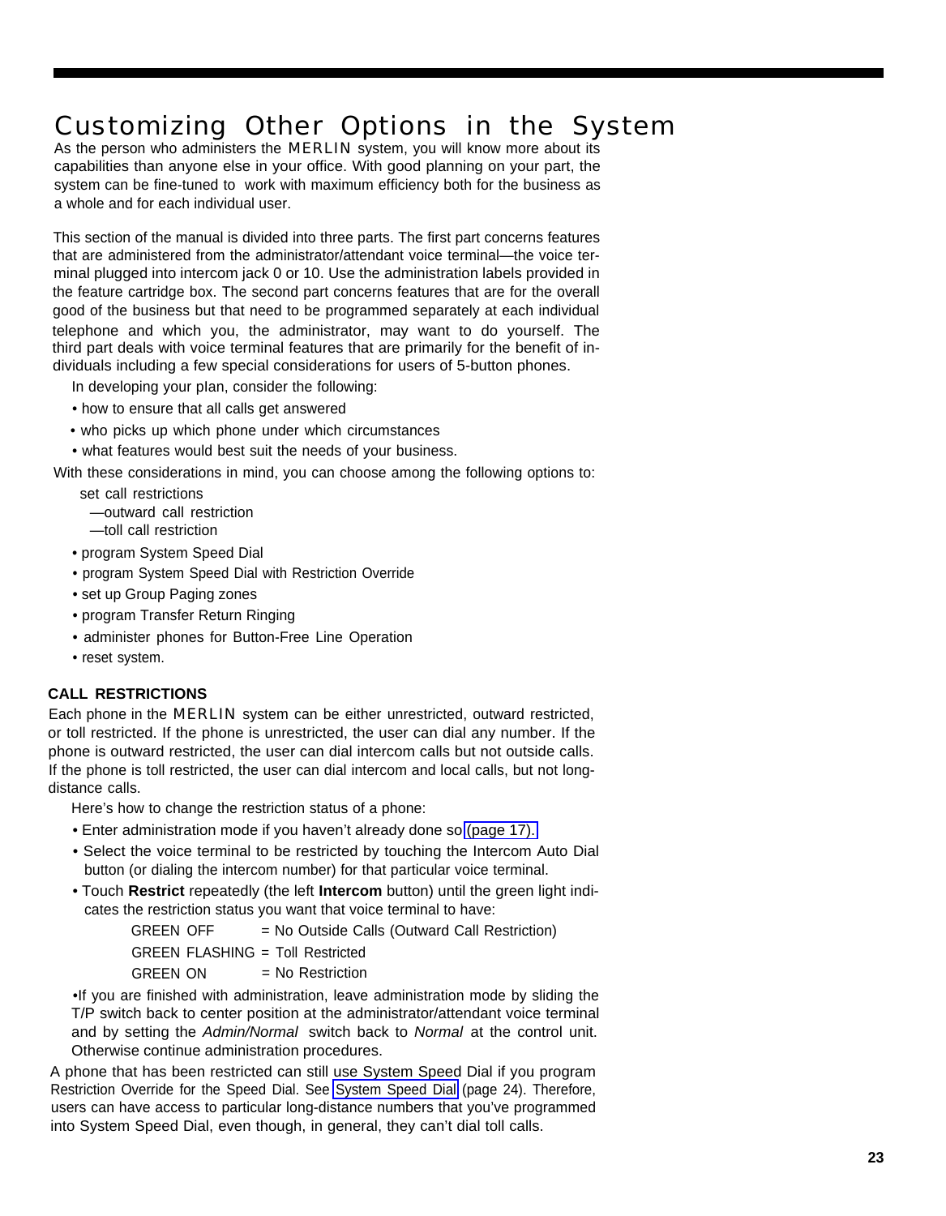# Customizing Other Options in the System

As the person who administers the MERLIN system, you will know more about its capabilities than anyone else in your office. With good planning on your part, the system can be fine-tuned to work with maximum efficiency both for the business as a whole and for each individual user.

This section of the manual is divided into three parts. The first part concerns features that are administered from the administrator/attendant voice terminal—the voice terminal plugged into intercom jack 0 or 10. Use the administration labels provided in the feature cartridge box. The second part concerns features that are for the overall good of the business but that need to be programmed separately at each individual telephone and which you, the administrator, may want to do yourself. The third part deals with voice terminal features that are primarily for the benefit of individuals including a few special considerations for users of 5-button phones.

In developing your plan, consider the following:

- how to ensure that all calls get answered
- who picks up which phone under which circumstances
- what features would best suit the needs of your business.

With these considerations in mind, you can choose among the following options to:

- set call restrictions
  - —outward call restriction
  - —toll call restriction
- program System Speed Dial
- program System Speed Dial with Restriction Override
- set up Group Paging zones
- program Transfer Return Ringing
- administer phones for Button-Free Line Operation
- reset system.

**CALL RESTRICTIONS**

Each phone in the MERLIN system can be either unrestricted, outward restricted, or toll restricted. If the phone is unrestricted, the user can dial any number. If the phone is outward restricted, the user can dial intercom calls but not outside calls. If the phone is toll restricted, the user can dial intercom and local calls, but not long-distance calls.

Here's how to change the restriction status of a phone:

- Enter administration mode if you haven't already done so (page 17).
- Select the voice terminal to be restricted by touching the Intercom Auto Dial button (or dialing the intercom number) for that particular voice terminal.
- Touch **Restrict** repeatedly (the left **Intercom** button) until the green light indicates the restriction status you want that voice terminal to have:

| | |
|---|---|
| GREEN OFF | = No Outside Calls (Outward Call Restriction) |
| GREEN FLASHING | = Toll Restricted |
| GREEN ON | = No Restriction |

- If you are finished with administration, leave administration mode by sliding the T/P switch back to center position at the administrator/attendant voice terminal and by setting the *Admin/Normal* switch back to *Normal* at the control unit. Otherwise continue administration procedures.

A phone that has been restricted can still use System Speed Dial if you program Restriction Override for the Speed Dial. See System Speed Dial (page 24). Therefore, users can have access to particular long-distance numbers that you've programmed into System Speed Dial, even though, in general, they can't dial toll calls.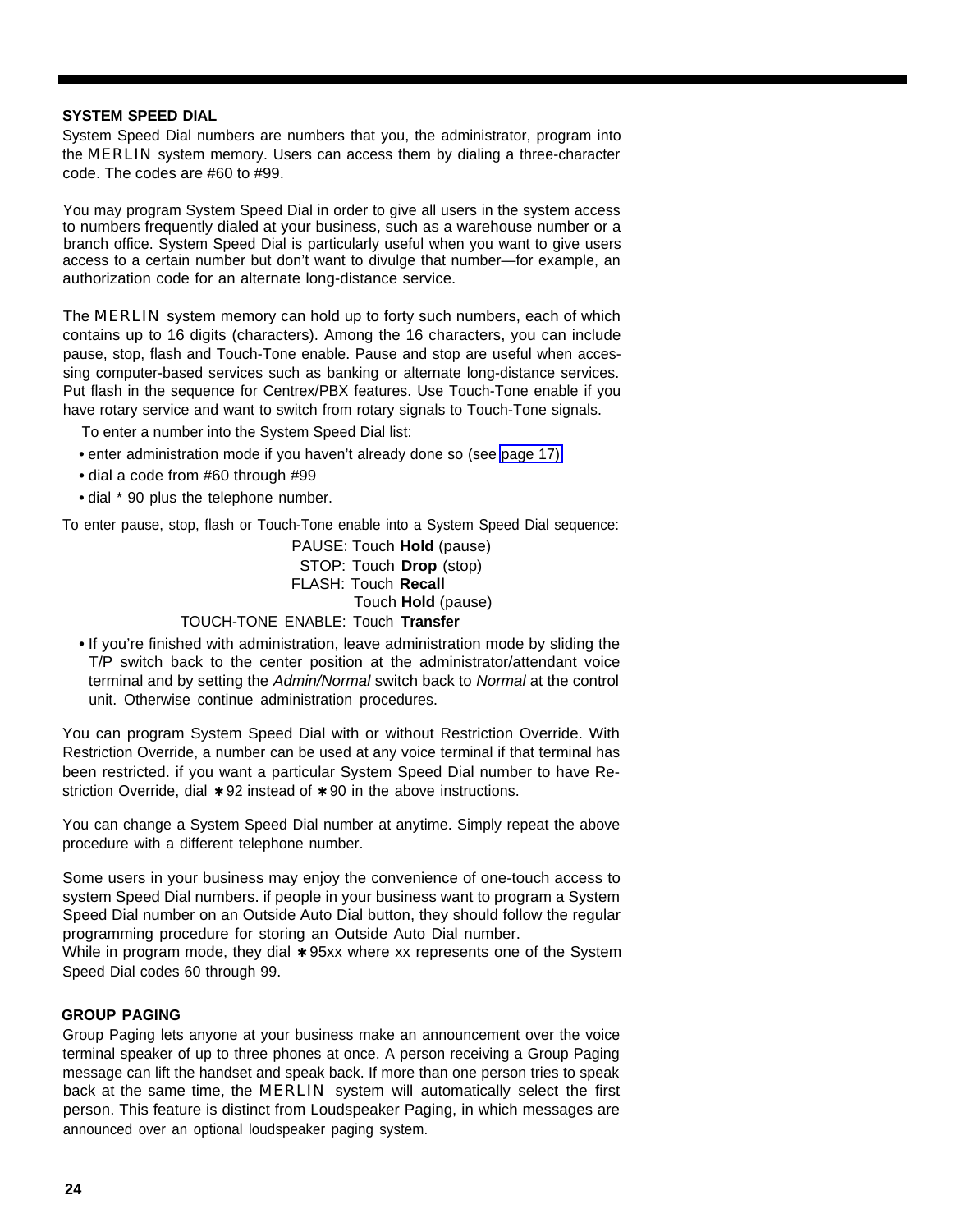## SYSTEM SPEED DIAL

System Speed Dial numbers are numbers that you, the administrator, program into the MERLIN system memory. Users can access them by dialing a three-character code. The codes are #60 to #99.

You may program System Speed Dial in order to give all users in the system access to numbers frequently dialed at your business, such as a warehouse number or a branch office. System Speed Dial is particularly useful when you want to give users access to a certain number but don't want to divulge that number—for example, an authorization code for an alternate long-distance service.

The MERLIN system memory can hold up to forty such numbers, each of which contains up to 16 digits (characters). Among the 16 characters, you can include pause, stop, flash and Touch-Tone enable. Pause and stop are useful when accessing computer-based services such as banking or alternate long-distance services. Put flash in the sequence for Centrex/PBX features. Use Touch-Tone enable if you have rotary service and want to switch from rotary signals to Touch-Tone signals.

To enter a number into the System Speed Dial list:

- enter administration mode if you haven't already done so (see page 17)
- dial a code from #60 through #99
- dial * 90 plus the telephone number.

To enter pause, stop, flash or Touch-Tone enable into a System Speed Dial sequence:

PAUSE: Touch **Hold** (pause)
STOP: Touch **Drop** (stop)
FLASH: Touch **Recall**
Touch **Hold** (pause)
TOUCH-TONE ENABLE: Touch **Transfer**

- If you're finished with administration, leave administration mode by sliding the T/P switch back to the center position at the administrator/attendant voice terminal and by setting the *Admin/Normal* switch back to *Normal* at the control unit. Otherwise continue administration procedures.

You can program System Speed Dial with or without Restriction Override. With Restriction Override, a number can be used at any voice terminal if that terminal has been restricted. if you want a particular System Speed Dial number to have Restriction Override, dial ✱92 instead of ✱90 in the above instructions.

You can change a System Speed Dial number at anytime. Simply repeat the above procedure with a different telephone number.

Some users in your business may enjoy the convenience of one-touch access to system Speed Dial numbers. if people in your business want to program a System Speed Dial number on an Outside Auto Dial button, they should follow the regular programming procedure for storing an Outside Auto Dial number.
While in program mode, they dial ✱95xx where xx represents one of the System Speed Dial codes 60 through 99.

## GROUP PAGING

Group Paging lets anyone at your business make an announcement over the voice terminal speaker of up to three phones at once. A person receiving a Group Paging message can lift the handset and speak back. If more than one person tries to speak back at the same time, the MERLIN system will automatically select the first person. This feature is distinct from Loudspeaker Paging, in which messages are announced over an optional loudspeaker paging system.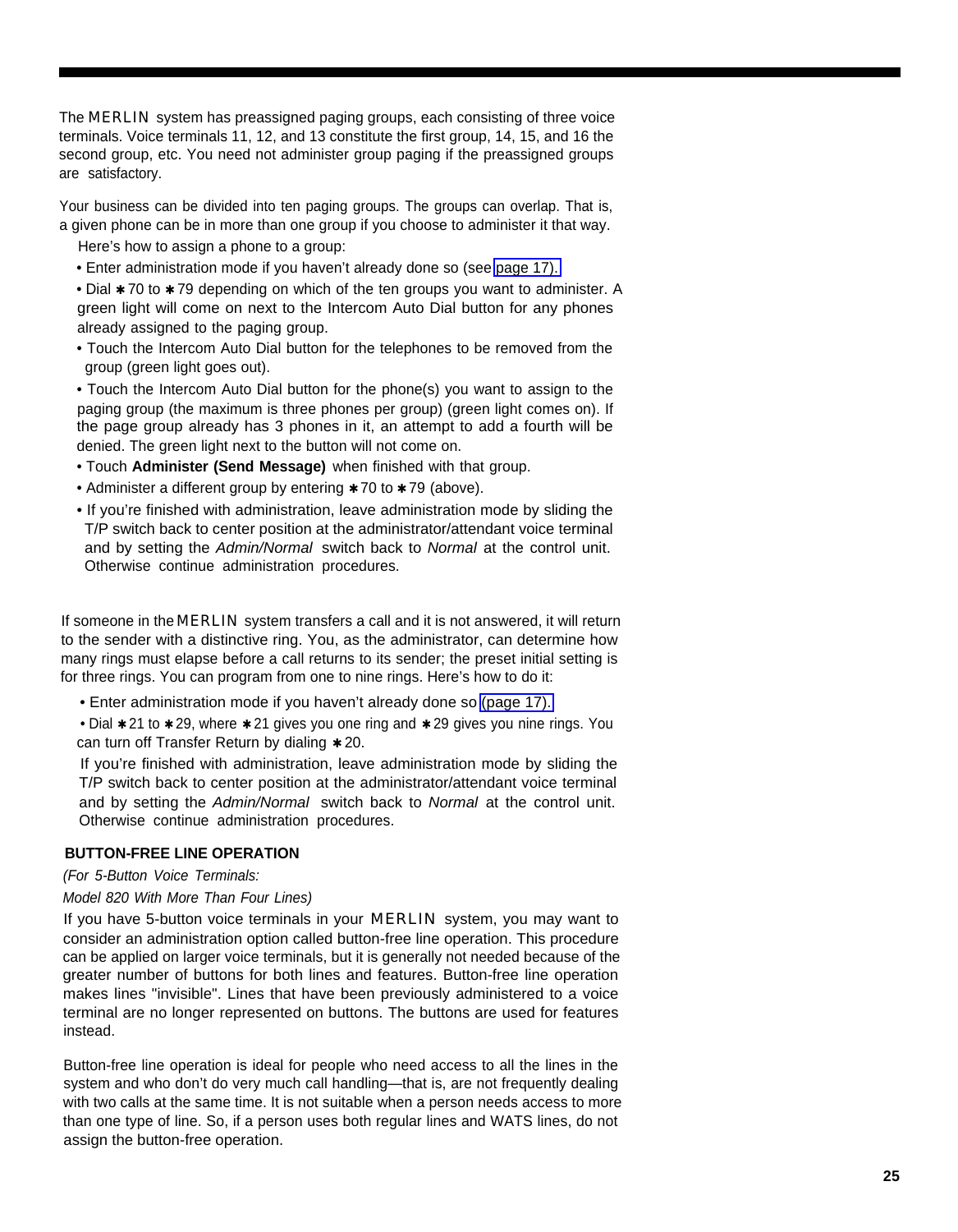The MERLIN system has preassigned paging groups, each consisting of three voice terminals. Voice terminals 11, 12, and 13 constitute the first group, 14, 15, and 16 the second group, etc. You need not administer group paging if the preassigned groups are satisfactory.

Your business can be divided into ten paging groups. The groups can overlap. That is, a given phone can be in more than one group if you choose to administer it that way.

Here's how to assign a phone to a group:

- Enter administration mode if you haven't already done so (see page 17).
- Dial ✱70 to ✱79 depending on which of the ten groups you want to administer. A green light will come on next to the Intercom Auto Dial button for any phones already assigned to the paging group.
- Touch the Intercom Auto Dial button for the telephones to be removed from the group (green light goes out).
- Touch the Intercom Auto Dial button for the phone(s) you want to assign to the paging group (the maximum is three phones per group) (green light comes on). If the page group already has 3 phones in it, an attempt to add a fourth will be denied. The green light next to the button will not come on.
- Touch **Administer (Send Message)** when finished with that group.
- Administer a different group by entering ✱70 to ✱79 (above).
- If you're finished with administration, leave administration mode by sliding the T/P switch back to center position at the administrator/attendant voice terminal and by setting the *Admin/Normal* switch back to *Normal* at the control unit. Otherwise continue administration procedures.

If someone in the MERLIN system transfers a call and it is not answered, it will return to the sender with a distinctive ring. You, as the administrator, can determine how many rings must elapse before a call returns to its sender; the preset initial setting is for three rings. You can program from one to nine rings. Here's how to do it:

- Enter administration mode if you haven't already done so (page 17).
- Dial ✱21 to ✱29, where ✱21 gives you one ring and ✱29 gives you nine rings. You can turn off Transfer Return by dialing ✱20.

If you're finished with administration, leave administration mode by sliding the T/P switch back to center position at the administrator/attendant voice terminal and by setting the *Admin/Normal* switch back to *Normal* at the control unit. Otherwise continue administration procedures.

**BUTTON-FREE LINE OPERATION**

*(For 5-Button Voice Terminals:*

*Model 820 With More Than Four Lines)*

If you have 5-button voice terminals in your MERLIN system, you may want to consider an administration option called button-free line operation. This procedure can be applied on larger voice terminals, but it is generally not needed because of the greater number of buttons for both lines and features. Button-free line operation makes lines "invisible". Lines that have been previously administered to a voice terminal are no longer represented on buttons. The buttons are used for features instead.

Button-free line operation is ideal for people who need access to all the lines in the system and who don't do very much call handling—that is, are not frequently dealing with two calls at the same time. It is not suitable when a person needs access to more than one type of line. So, if a person uses both regular lines and WATS lines, do not assign the button-free operation.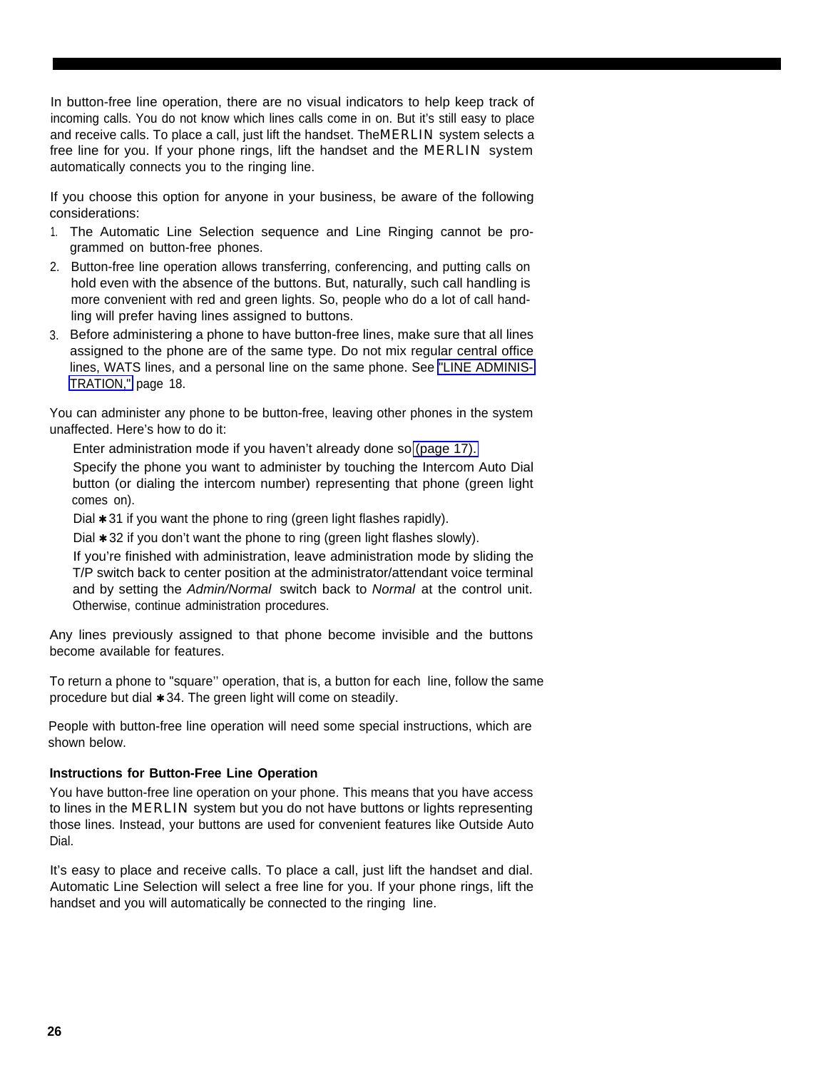In button-free line operation, there are no visual indicators to help keep track of incoming calls. You do not know which lines calls come in on. But it's still easy to place and receive calls. To place a call, just lift the handset. The MERLIN system selects a free line for you. If your phone rings, lift the handset and the MERLIN system automatically connects you to the ringing line.

If you choose this option for anyone in your business, be aware of the following considerations:

1. The Automatic Line Selection sequence and Line Ringing cannot be programmed on button-free phones.
2. Button-free line operation allows transferring, conferencing, and putting calls on hold even with the absence of the buttons. But, naturally, such call handling is more convenient with red and green lights. So, people who do a lot of call handling will prefer having lines assigned to buttons.
3. Before administering a phone to have button-free lines, make sure that all lines assigned to the phone are of the same type. Do not mix regular central office lines, WATS lines, and a personal line on the same phone. See "LINE ADMINISTRATION," page 18.

You can administer any phone to be button-free, leaving other phones in the system unaffected. Here's how to do it:

Enter administration mode if you haven't already done so (page 17).

Specify the phone you want to administer by touching the Intercom Auto Dial button (or dialing the intercom number) representing that phone (green light comes on).

Dial ✱31 if you want the phone to ring (green light flashes rapidly).

Dial ✱32 if you don't want the phone to ring (green light flashes slowly).

If you're finished with administration, leave administration mode by sliding the T/P switch back to center position at the administrator/attendant voice terminal and by setting the *Admin/Normal* switch back to *Normal* at the control unit. Otherwise, continue administration procedures.

Any lines previously assigned to that phone become invisible and the buttons become available for features.

To return a phone to "square'' operation, that is, a button for each line, follow the same procedure but dial ✱34. The green light will come on steadily.

People with button-free line operation will need some special instructions, which are shown below.

**Instructions for Button-Free Line Operation**

You have button-free line operation on your phone. This means that you have access to lines in the MERLIN system but you do not have buttons or lights representing those lines. Instead, your buttons are used for convenient features like Outside Auto Dial.

It's easy to place and receive calls. To place a call, just lift the handset and dial. Automatic Line Selection will select a free line for you. If your phone rings, lift the handset and you will automatically be connected to the ringing line.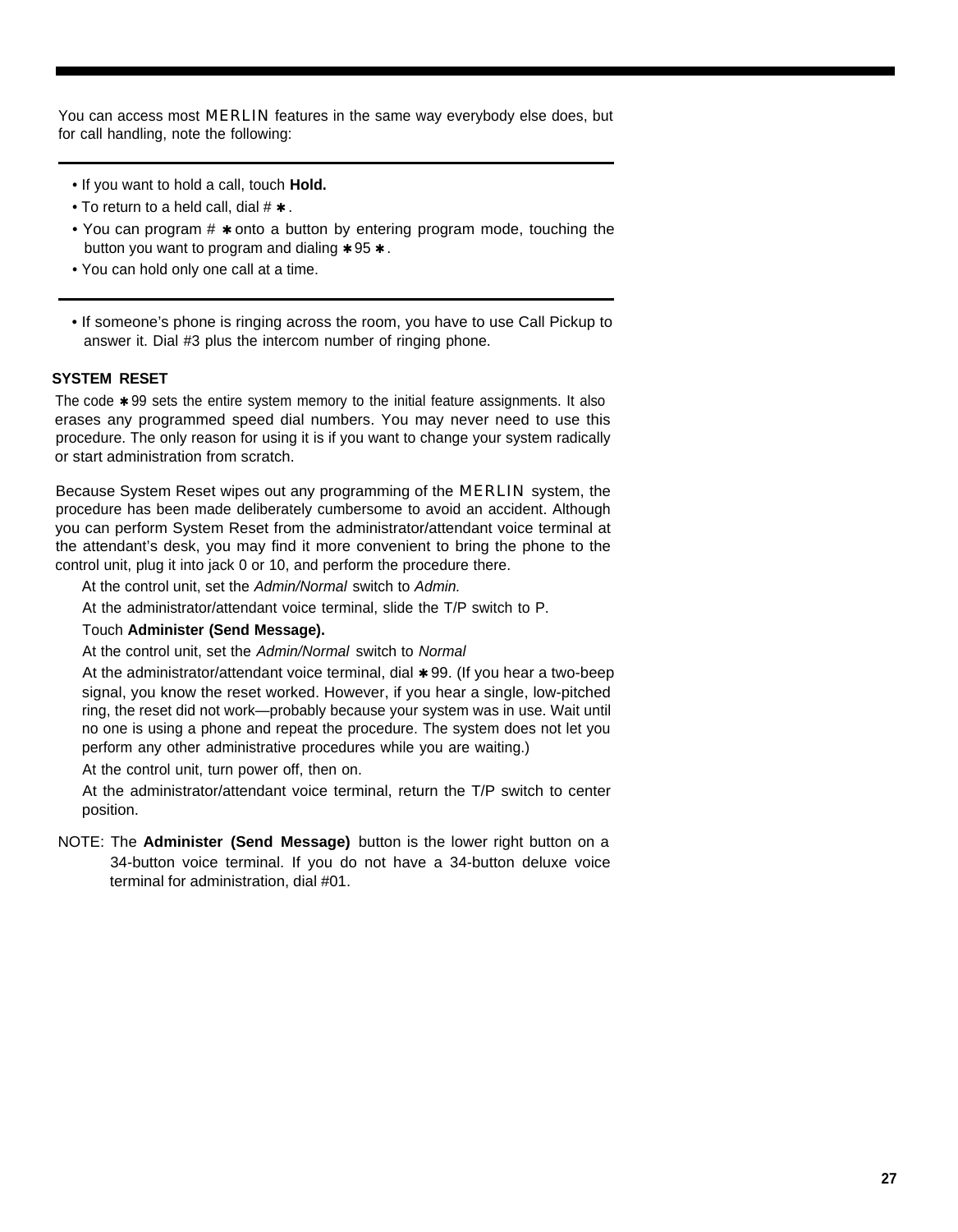You can access most MERLIN features in the same way everybody else does, but for call handling, note the following:

---

- If you want to hold a call, touch **Hold.**
- To return to a held call, dial # ✱.
- You can program # ✱ onto a button by entering program mode, touching the button you want to program and dialing ✱95 ✱.
- You can hold only one call at a time.

---

- If someone's phone is ringing across the room, you have to use Call Pickup to answer it. Dial #3 plus the intercom number of ringing phone.

### SYSTEM RESET

The code ✱99 sets the entire system memory to the initial feature assignments. It also erases any programmed speed dial numbers. You may never need to use this procedure. The only reason for using it is if you want to change your system radically or start administration from scratch.

Because System Reset wipes out any programming of the MERLIN system, the procedure has been made deliberately cumbersome to avoid an accident. Although you can perform System Reset from the administrator/attendant voice terminal at the attendant's desk, you may find it more convenient to bring the phone to the control unit, plug it into jack 0 or 10, and perform the procedure there.

At the control unit, set the *Admin/Normal* switch to *Admin.*

At the administrator/attendant voice terminal, slide the T/P switch to P.

Touch **Administer (Send Message).**

At the control unit, set the *Admin/Normal* switch to *Normal*

At the administrator/attendant voice terminal, dial ✱99. (If you hear a two-beep signal, you know the reset worked. However, if you hear a single, low-pitched ring, the reset did not work—probably because your system was in use. Wait until no one is using a phone and repeat the procedure. The system does not let you perform any other administrative procedures while you are waiting.)

At the control unit, turn power off, then on.

At the administrator/attendant voice terminal, return the T/P switch to center position.

NOTE: The **Administer (Send Message)** button is the lower right button on a 34-button voice terminal. If you do not have a 34-button deluxe voice terminal for administration, dial #01.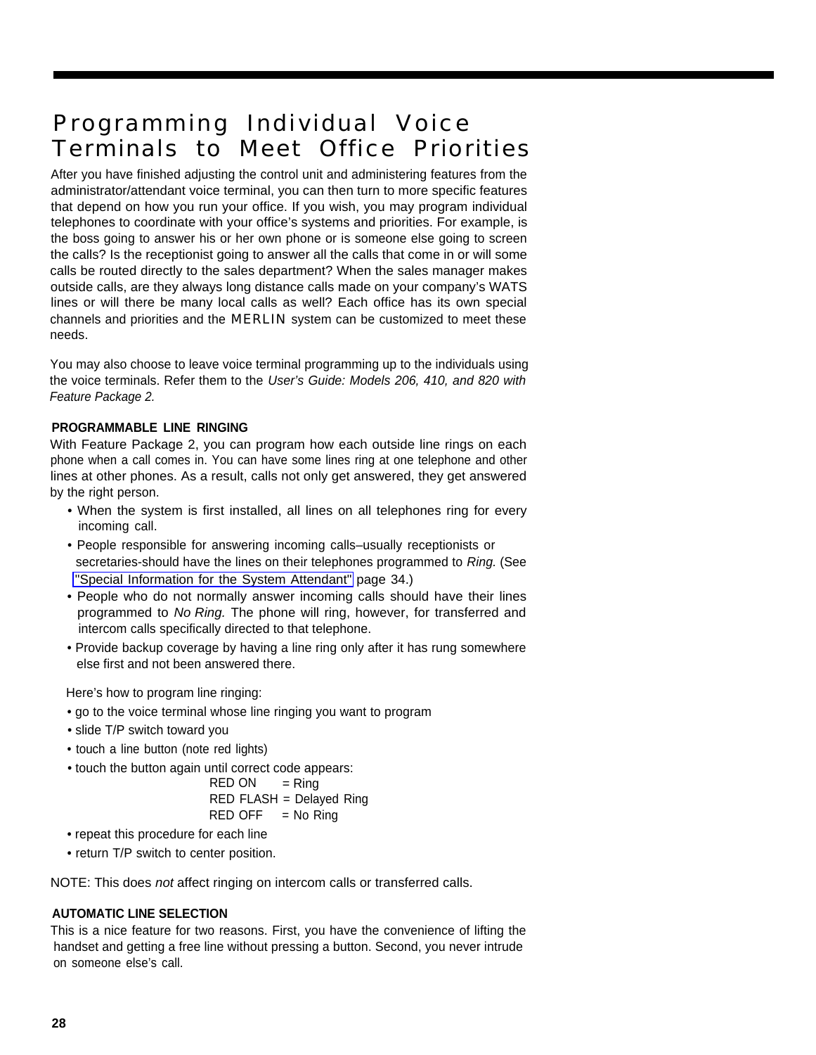# Programming Individual Voice Terminals to Meet Office Priorities

After you have finished adjusting the control unit and administering features from the administrator/attendant voice terminal, you can then turn to more specific features that depend on how you run your office. If you wish, you may program individual telephones to coordinate with your office's systems and priorities. For example, is the boss going to answer his or her own phone or is someone else going to screen the calls? Is the receptionist going to answer all the calls that come in or will some calls be routed directly to the sales department? When the sales manager makes outside calls, are they always long distance calls made on your company's WATS lines or will there be many local calls as well? Each office has its own special channels and priorities and the MERLIN system can be customized to meet these needs.

You may also choose to leave voice terminal programming up to the individuals using the voice terminals. Refer them to the *User's Guide: Models 206, 410, and 820 with Feature Package 2.*

### PROGRAMMABLE LINE RINGING

With Feature Package 2, you can program how each outside line rings on each phone when a call comes in. You can have some lines ring at one telephone and other lines at other phones. As a result, calls not only get answered, they get answered by the right person.

- When the system is first installed, all lines on all telephones ring for every incoming call.
- People responsible for answering incoming calls–usually receptionists or secretaries-should have the lines on their telephones programmed to *Ring.* (See "Special Information for the System Attendant" page 34.)
- People who do not normally answer incoming calls should have their lines programmed to *No Ring.* The phone will ring, however, for transferred and intercom calls specifically directed to that telephone.
- Provide backup coverage by having a line ring only after it has rung somewhere else first and not been answered there.

Here's how to program line ringing:

- go to the voice terminal whose line ringing you want to program
- slide T/P switch toward you
- touch a line button (note red lights)
- touch the button again until correct code appears:

  RED ON = Ring
  RED FLASH = Delayed Ring
  RED OFF = No Ring

- repeat this procedure for each line
- return T/P switch to center position.

NOTE: This does *not* affect ringing on intercom calls or transferred calls.

### AUTOMATIC LINE SELECTION

This is a nice feature for two reasons. First, you have the convenience of lifting the handset and getting a free line without pressing a button. Second, you never intrude on someone else's call.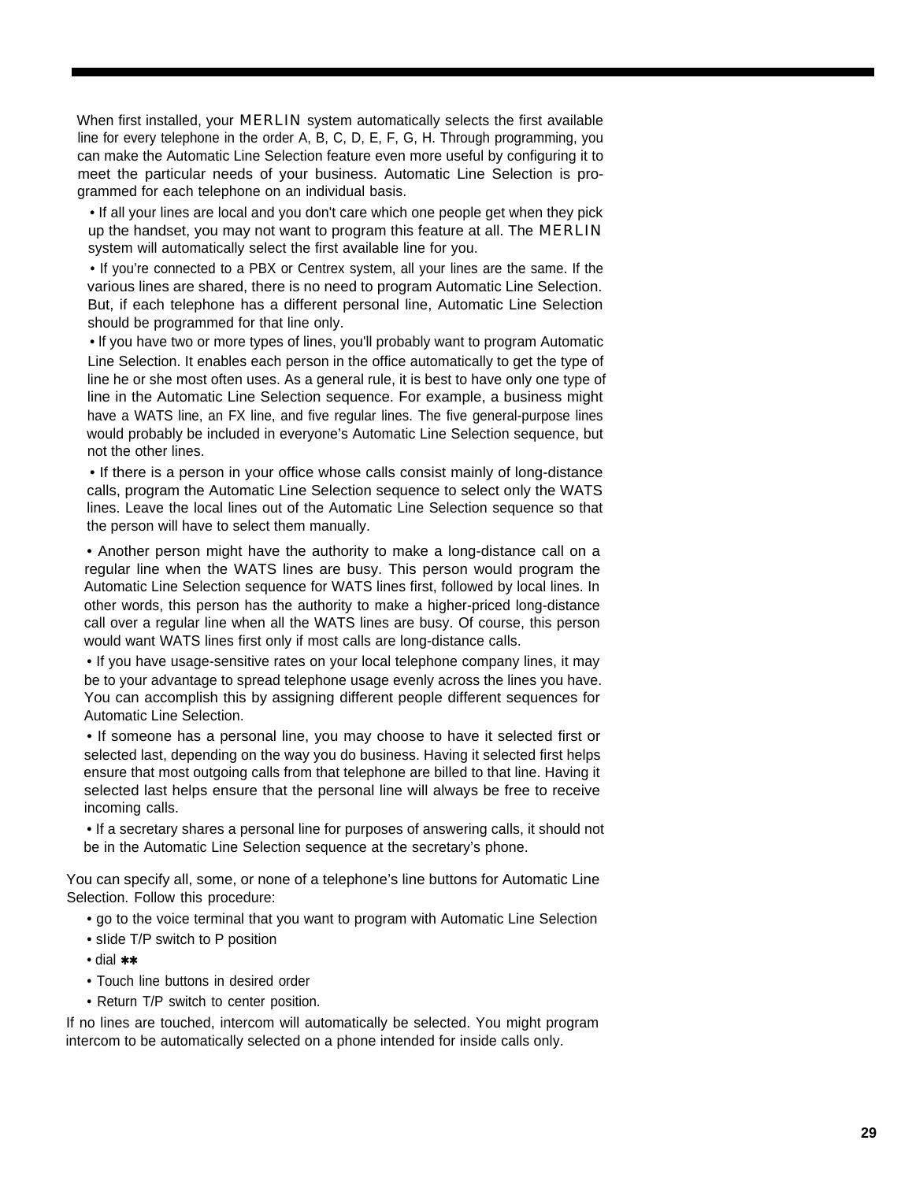When first installed, your MERLIN system automatically selects the first available line for every telephone in the order A, B, C, D, E, F, G, H. Through programming, you can make the Automatic Line Selection feature even more useful by configuring it to meet the particular needs of your business. Automatic Line Selection is programmed for each telephone on an individual basis.

- If all your lines are local and you don't care which one people get when they pick up the handset, you may not want to program this feature at all. The MERLIN system will automatically select the first available line for you.
- If you're connected to a PBX or Centrex system, all your lines are the same. If the various lines are shared, there is no need to program Automatic Line Selection. But, if each telephone has a different personal line, Automatic Line Selection should be programmed for that line only.
- If you have two or more types of lines, you'll probably want to program Automatic Line Selection. It enables each person in the office automatically to get the type of line he or she most often uses. As a general rule, it is best to have only one type of line in the Automatic Line Selection sequence. For example, a business might have a WATS line, an FX line, and five regular lines. The five general-purpose lines would probably be included in everyone's Automatic Line Selection sequence, but not the other lines.
- If there is a person in your office whose calls consist mainly of long-distance calls, program the Automatic Line Selection sequence to select only the WATS lines. Leave the local lines out of the Automatic Line Selection sequence so that the person will have to select them manually.
- Another person might have the authority to make a long-distance call on a regular line when the WATS lines are busy. This person would program the Automatic Line Selection sequence for WATS lines first, followed by local lines. In other words, this person has the authority to make a higher-priced long-distance call over a regular line when all the WATS lines are busy. Of course, this person would want WATS lines first only if most calls are long-distance calls.
- If you have usage-sensitive rates on your local telephone company lines, it may be to your advantage to spread telephone usage evenly across the lines you have. You can accomplish this by assigning different people different sequences for Automatic Line Selection.
- If someone has a personal line, you may choose to have it selected first or selected last, depending on the way you do business. Having it selected first helps ensure that most outgoing calls from that telephone are billed to that line. Having it selected last helps ensure that the personal line will always be free to receive incoming calls.
- If a secretary shares a personal line for purposes of answering calls, it should not be in the Automatic Line Selection sequence at the secretary's phone.

You can specify all, some, or none of a telephone's line buttons for Automatic Line Selection. Follow this procedure:

- go to the voice terminal that you want to program with Automatic Line Selection
- slide T/P switch to P position
- dial **
- Touch line buttons in desired order
- Return T/P switch to center position.

If no lines are touched, intercom will automatically be selected. You might program intercom to be automatically selected on a phone intended for inside calls only.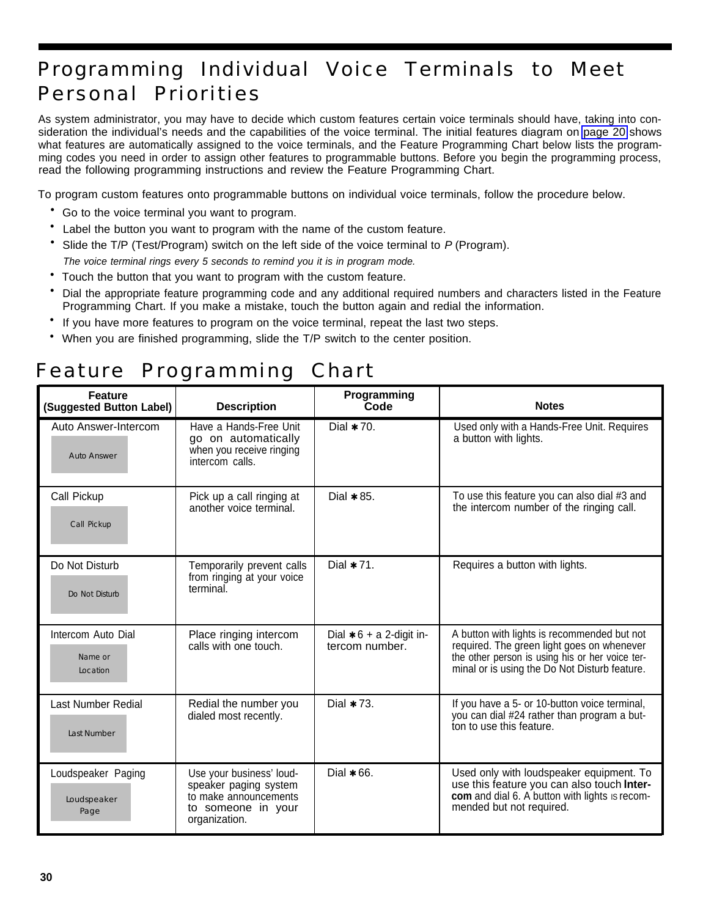# Programming Individual Voice Terminals to Meet Personal Priorities

As system administrator, you may have to decide which custom features certain voice terminals should have, taking into consideration the individual's needs and the capabilities of the voice terminal. The initial features diagram on page 20 shows what features are automatically assigned to the voice terminals, and the Feature Programming Chart below lists the programming codes you need in order to assign other features to programmable buttons. Before you begin the programming process, read the following programming instructions and review the Feature Programming Chart.

To program custom features onto programmable buttons on individual voice terminals, follow the procedure below.

- Go to the voice terminal you want to program.
- Label the button you want to program with the name of the custom feature.
- Slide the T/P (Test/Program) switch on the left side of the voice terminal to *P* (Program).
  *The voice terminal rings every 5 seconds to remind you it is in program mode.*
- Touch the button that you want to program with the custom feature.
- Dial the appropriate feature programming code and any additional required numbers and characters listed in the Feature Programming Chart. If you make a mistake, touch the button again and redial the information.
- If you have more features to program on the voice terminal, repeat the last two steps.
- When you are finished programming, slide the T/P switch to the center position.

## Feature Programming Chart

| Feature (Suggested Button Label) | Description | Programming Code | Notes |
|---|---|---|---|
| Auto Answer-Intercom (Auto Answer) | Have a Hands-Free Unit go on automatically when you receive ringing intercom calls. | Dial ∗70. | Used only with a Hands-Free Unit. Requires a button with lights. |
| Call Pickup (Call Pickup) | Pick up a call ringing at another voice terminal. | Dial ∗85. | To use this feature you can also dial #3 and the intercom number of the ringing call. |
| Do Not Disturb (Do Not Disturb) | Temporarily prevent calls from ringing at your voice terminal. | Dial ∗71. | Requires a button with lights. |
| Intercom Auto Dial (Name or Location) | Place ringing intercom calls with one touch. | Dial ∗6 + a 2-digit intercom number. | A button with lights is recommended but not required. The green light goes on whenever the other person is using his or her voice terminal or is using the Do Not Disturb feature. |
| Last Number Redial (Last Number) | Redial the number you dialed most recently. | Dial ∗73. | If you have a 5- or 10-button voice terminal, you can dial #24 rather than program a button to use this feature. |
| Loudspeaker Paging (Loudspeaker Page) | Use your business' loudspeaker paging system to make announcements to someone in your organization. | Dial ∗66. | Used only with loudspeaker equipment. To use this feature you can also touch **Intercom** and dial 6. A button with lights is recommended but not required. |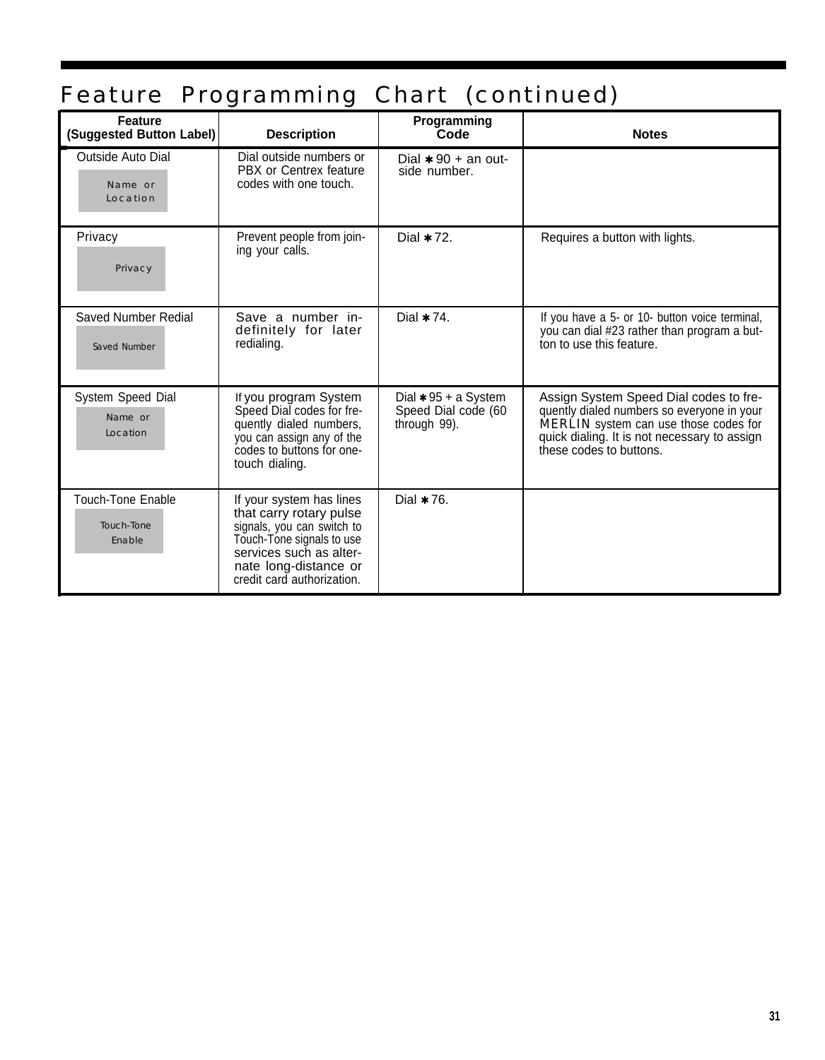# Feature Programming Chart (continued)

| Feature (Suggested Button Label) | Description | Programming Code | Notes |
|---|---|---|---|
| Outside Auto Dial<br>Name or Location | Dial outside numbers or PBX or Centrex feature codes with one touch. | Dial ✱90 + an outside number. | |
| Privacy<br>Privacy | Prevent people from joining your calls. | Dial ✱72. | Requires a button with lights. |
| Saved Number Redial<br>Saved Number | Save a number indefinitely for later redialing. | Dial ✱74. | If you have a 5- or 10- button voice terminal, you can dial #23 rather than program a button to use this feature. |
| System Speed Dial<br>Name or Location | If you program System Speed Dial codes for frequently dialed numbers, you can assign any of the codes to buttons for one-touch dialing. | Dial ✱95 + a System Speed Dial code (60 through 99). | Assign System Speed Dial codes to frequently dialed numbers so everyone in your MERLIN system can use those codes for quick dialing. It is not necessary to assign these codes to buttons. |
| Touch-Tone Enable<br>Touch-Tone Enable | If your system has lines that carry rotary pulse signals, you can switch to Touch-Tone signals to use services such as alternate long-distance or credit card authorization. | Dial ✱76. | |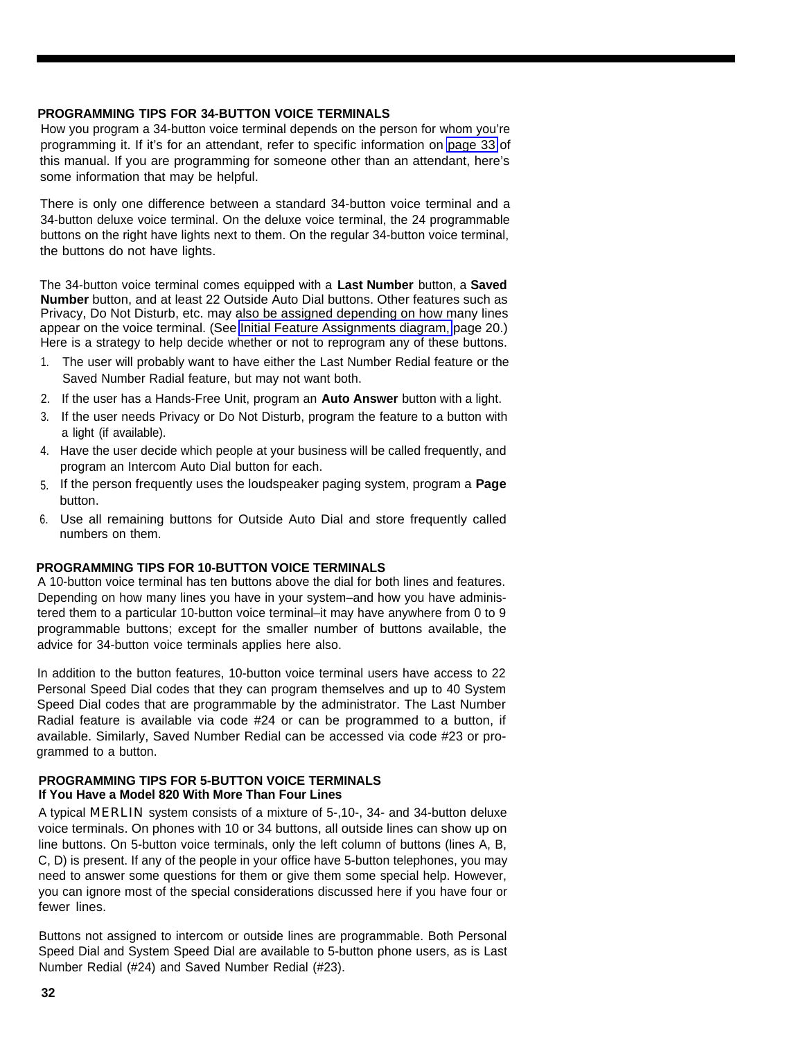## PROGRAMMING TIPS FOR 34-BUTTON VOICE TERMINALS

How you program a 34-button voice terminal depends on the person for whom you're programming it. If it's for an attendant, refer to specific information on page 33 of this manual. If you are programming for someone other than an attendant, here's some information that may be helpful.

There is only one difference between a standard 34-button voice terminal and a 34-button deluxe voice terminal. On the deluxe voice terminal, the 24 programmable buttons on the right have lights next to them. On the regular 34-button voice terminal, the buttons do not have lights.

The 34-button voice terminal comes equipped with a **Last Number** button, a **Saved Number** button, and at least 22 Outside Auto Dial buttons. Other features such as Privacy, Do Not Disturb, etc. may also be assigned depending on how many lines appear on the voice terminal. (See Initial Feature Assignments diagram, page 20.) Here is a strategy to help decide whether or not to reprogram any of these buttons.

1. The user will probably want to have either the Last Number Redial feature or the Saved Number Radial feature, but may not want both.
2. If the user has a Hands-Free Unit, program an **Auto Answer** button with a light.
3. If the user needs Privacy or Do Not Disturb, program the feature to a button with a light (if available).
4. Have the user decide which people at your business will be called frequently, and program an Intercom Auto Dial button for each.
5. If the person frequently uses the loudspeaker paging system, program a **Page** button.
6. Use all remaining buttons for Outside Auto Dial and store frequently called numbers on them.

## PROGRAMMING TIPS FOR 10-BUTTON VOICE TERMINALS

A 10-button voice terminal has ten buttons above the dial for both lines and features. Depending on how many lines you have in your system–and how you have administered them to a particular 10-button voice terminal–it may have anywhere from 0 to 9 programmable buttons; except for the smaller number of buttons available, the advice for 34-button voice terminals applies here also.

In addition to the button features, 10-button voice terminal users have access to 22 Personal Speed Dial codes that they can program themselves and up to 40 System Speed Dial codes that are programmable by the administrator. The Last Number Radial feature is available via code #24 or can be programmed to a button, if available. Similarly, Saved Number Redial can be accessed via code #23 or programmed to a button.

## PROGRAMMING TIPS FOR 5-BUTTON VOICE TERMINALS

### If You Have a Model 820 With More Than Four Lines

A typical MERLIN system consists of a mixture of 5-,10-, 34- and 34-button deluxe voice terminals. On phones with 10 or 34 buttons, all outside lines can show up on line buttons. On 5-button voice terminals, only the left column of buttons (lines A, B, C, D) is present. If any of the people in your office have 5-button telephones, you may need to answer some questions for them or give them some special help. However, you can ignore most of the special considerations discussed here if you have four or fewer lines.

Buttons not assigned to intercom or outside lines are programmable. Both Personal Speed Dial and System Speed Dial are available to 5-button phone users, as is Last Number Redial (#24) and Saved Number Redial (#23).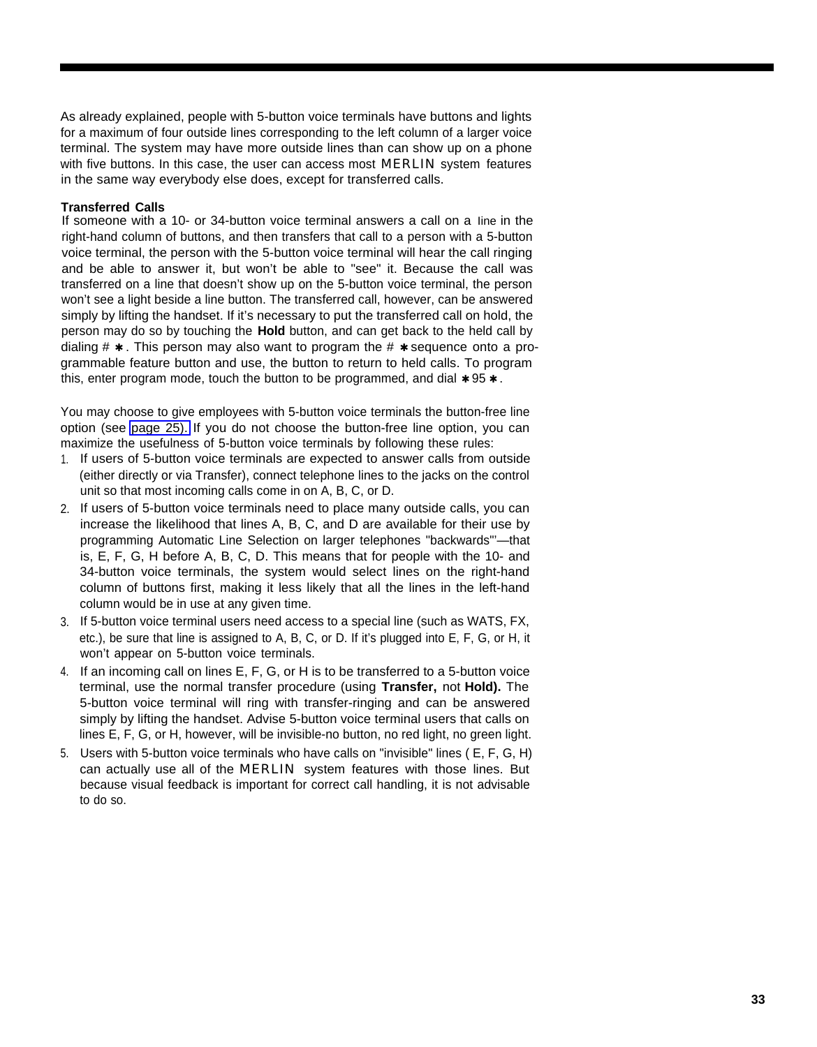As already explained, people with 5-button voice terminals have buttons and lights for a maximum of four outside lines corresponding to the left column of a larger voice terminal. The system may have more outside lines than can show up on a phone with five buttons. In this case, the user can access most MERLIN system features in the same way everybody else does, except for transferred calls.

**Transferred Calls**

If someone with a 10- or 34-button voice terminal answers a call on a line in the right-hand column of buttons, and then transfers that call to a person with a 5-button voice terminal, the person with the 5-button voice terminal will hear the call ringing and be able to answer it, but won't be able to "see" it. Because the call was transferred on a line that doesn't show up on the 5-button voice terminal, the person won't see a light beside a line button. The transferred call, however, can be answered simply by lifting the handset. If it's necessary to put the transferred call on hold, the person may do so by touching the **Hold** button, and can get back to the held call by dialing # ✱. This person may also want to program the # ✱ sequence onto a programmable feature button and use, the button to return to held calls. To program this, enter program mode, touch the button to be programmed, and dial ✱ 95 ✱.

You may choose to give employees with 5-button voice terminals the button-free line option (see page 25). If you do not choose the button-free line option, you can maximize the usefulness of 5-button voice terminals by following these rules:

1. If users of 5-button voice terminals are expected to answer calls from outside (either directly or via Transfer), connect telephone lines to the jacks on the control unit so that most incoming calls come in on A, B, C, or D.
2. If users of 5-button voice terminals need to place many outside calls, you can increase the likelihood that lines A, B, C, and D are available for their use by programming Automatic Line Selection on larger telephones "backwards"—that is, E, F, G, H before A, B, C, D. This means that for people with the 10- and 34-button voice terminals, the system would select lines on the right-hand column of buttons first, making it less likely that all the lines in the left-hand column would be in use at any given time.
3. If 5-button voice terminal users need access to a special line (such as WATS, FX, etc.), be sure that line is assigned to A, B, C, or D. If it's plugged into E, F, G, or H, it won't appear on 5-button voice terminals.
4. If an incoming call on lines E, F, G, or H is to be transferred to a 5-button voice terminal, use the normal transfer procedure (using **Transfer,** not **Hold).** The 5-button voice terminal will ring with transfer-ringing and can be answered simply by lifting the handset. Advise 5-button voice terminal users that calls on lines E, F, G, or H, however, will be invisible-no button, no red light, no green light.
5. Users with 5-button voice terminals who have calls on "invisible" lines ( E, F, G, H) can actually use all of the MERLIN system features with those lines. But because visual feedback is important for correct call handling, it is not advisable to do so.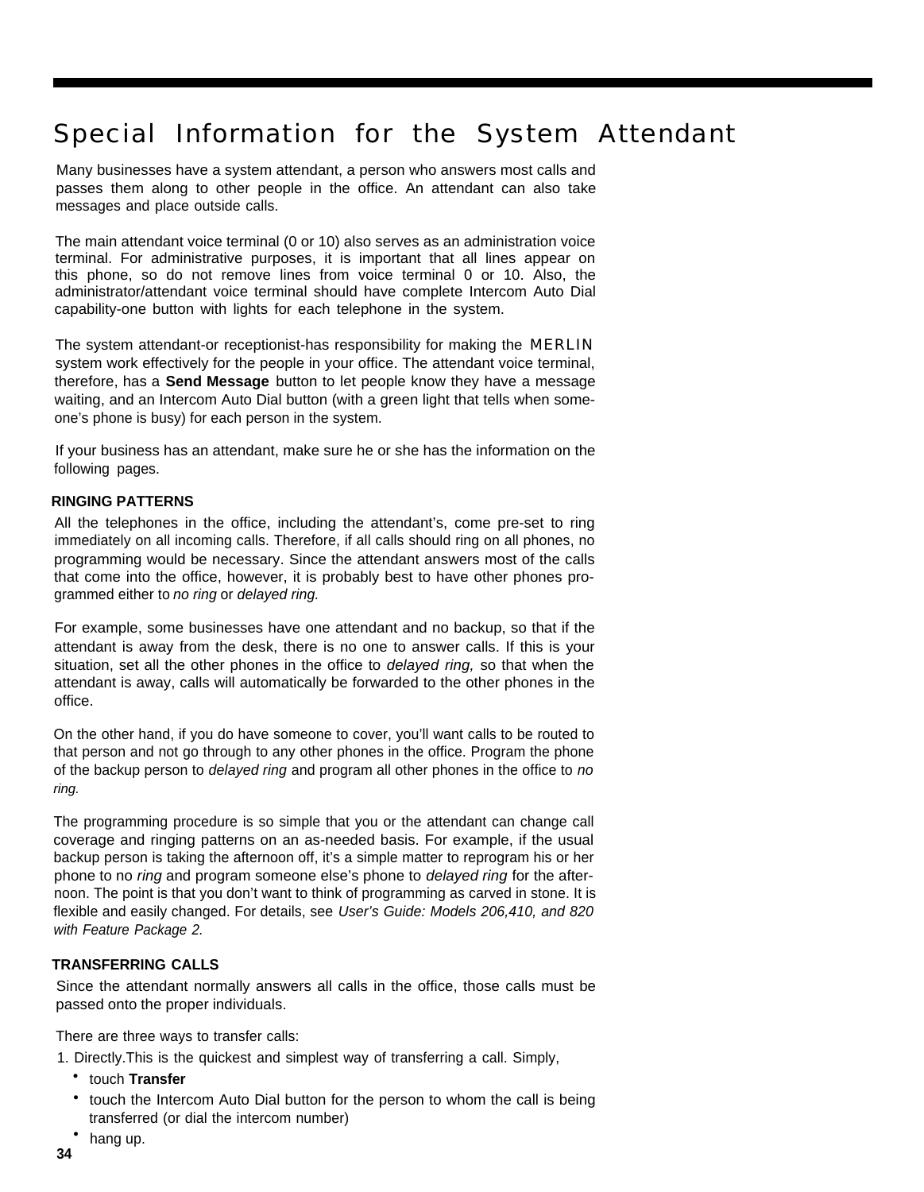# Special Information for the System Attendant

Many businesses have a system attendant, a person who answers most calls and passes them along to other people in the office. An attendant can also take messages and place outside calls.

The main attendant voice terminal (0 or 10) also serves as an administration voice terminal. For administrative purposes, it is important that all lines appear on this phone, so do not remove lines from voice terminal 0 or 10. Also, the administrator/attendant voice terminal should have complete Intercom Auto Dial capability-one button with lights for each telephone in the system.

The system attendant-or receptionist-has responsibility for making the MERLIN system work effectively for the people in your office. The attendant voice terminal, therefore, has a **Send Message** button to let people know they have a message waiting, and an Intercom Auto Dial button (with a green light that tells when someone's phone is busy) for each person in the system.

If your business has an attendant, make sure he or she has the information on the following pages.

## RINGING PATTERNS

All the telephones in the office, including the attendant's, come pre-set to ring immediately on all incoming calls. Therefore, if all calls should ring on all phones, no programming would be necessary. Since the attendant answers most of the calls that come into the office, however, it is probably best to have other phones programmed either to *no ring* or *delayed ring.*

For example, some businesses have one attendant and no backup, so that if the attendant is away from the desk, there is no one to answer calls. If this is your situation, set all the other phones in the office to *delayed ring,* so that when the attendant is away, calls will automatically be forwarded to the other phones in the office.

On the other hand, if you do have someone to cover, you'll want calls to be routed to that person and not go through to any other phones in the office. Program the phone of the backup person to *delayed ring* and program all other phones in the office to *no ring.*

The programming procedure is so simple that you or the attendant can change call coverage and ringing patterns on an as-needed basis. For example, if the usual backup person is taking the afternoon off, it's a simple matter to reprogram his or her phone to no *ring* and program someone else's phone to *delayed ring* for the afternoon. The point is that you don't want to think of programming as carved in stone. It is flexible and easily changed. For details, see *User's Guide: Models 206,410, and 820 with Feature Package 2.*

## TRANSFERRING CALLS

Since the attendant normally answers all calls in the office, those calls must be passed onto the proper individuals.

There are three ways to transfer calls:

1. Directly.This is the quickest and simplest way of transferring a call. Simply,
   - touch **Transfer**
   - touch the Intercom Auto Dial button for the person to whom the call is being transferred (or dial the intercom number)
   - hang up.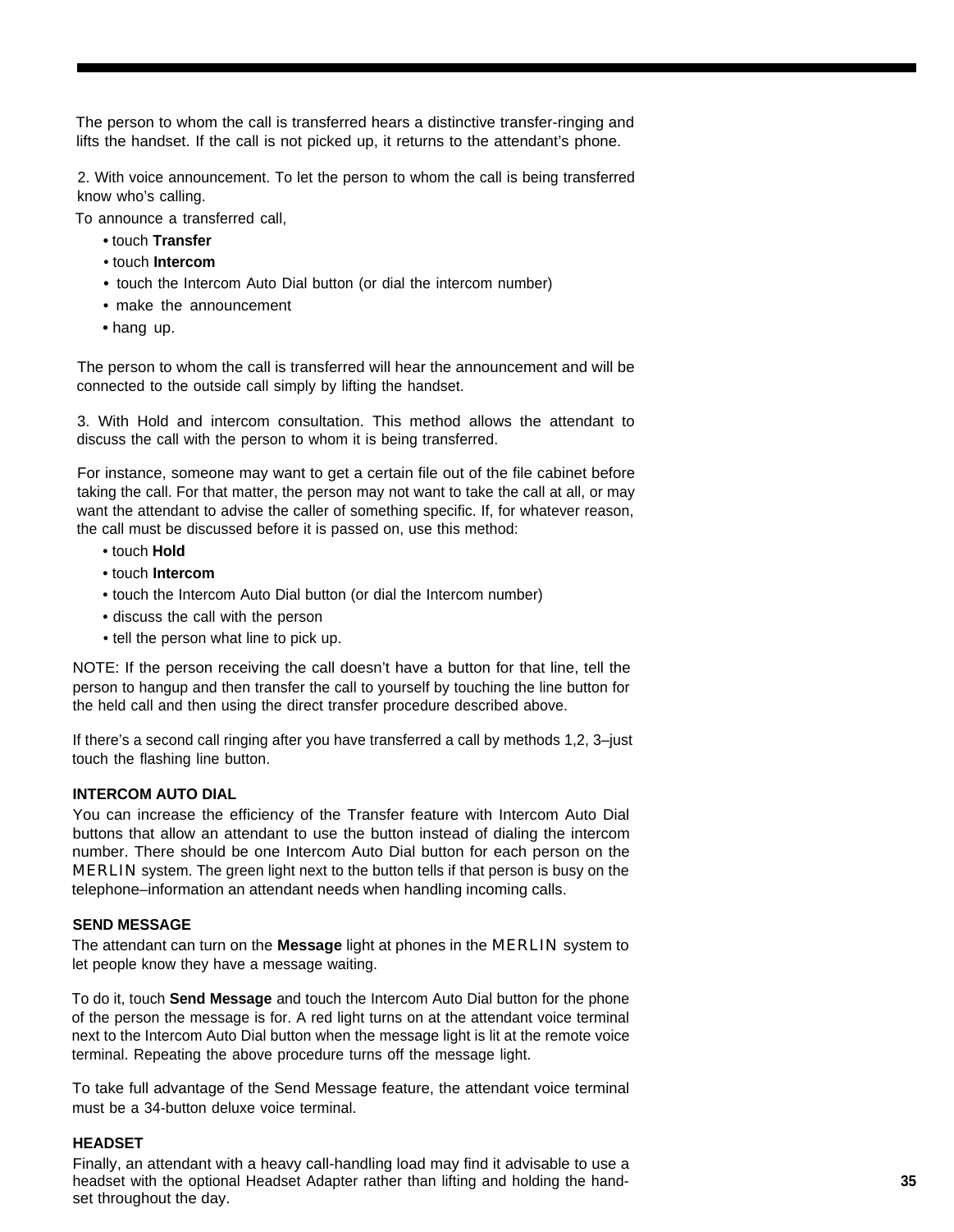The person to whom the call is transferred hears a distinctive transfer-ringing and lifts the handset. If the call is not picked up, it returns to the attendant's phone.

2. With voice announcement. To let the person to whom the call is being transferred know who's calling.

To announce a transferred call,

- touch **Transfer**
- touch **Intercom**
- touch the Intercom Auto Dial button (or dial the intercom number)
- make the announcement
- hang up.

The person to whom the call is transferred will hear the announcement and will be connected to the outside call simply by lifting the handset.

3. With Hold and intercom consultation. This method allows the attendant to discuss the call with the person to whom it is being transferred.

For instance, someone may want to get a certain file out of the file cabinet before taking the call. For that matter, the person may not want to take the call at all, or may want the attendant to advise the caller of something specific. If, for whatever reason, the call must be discussed before it is passed on, use this method:

- touch **Hold**
- touch **Intercom**
- touch the Intercom Auto Dial button (or dial the Intercom number)
- discuss the call with the person
- tell the person what line to pick up.

NOTE: If the person receiving the call doesn't have a button for that line, tell the person to hangup and then transfer the call to yourself by touching the line button for the held call and then using the direct transfer procedure described above.

If there's a second call ringing after you have transferred a call by methods 1,2, 3–just touch the flashing line button.

**INTERCOM AUTO DIAL**

You can increase the efficiency of the Transfer feature with Intercom Auto Dial buttons that allow an attendant to use the button instead of dialing the intercom number. There should be one Intercom Auto Dial button for each person on the MERLIN system. The green light next to the button tells if that person is busy on the telephone–information an attendant needs when handling incoming calls.

**SEND MESSAGE**

The attendant can turn on the **Message** light at phones in the MERLIN system to let people know they have a message waiting.

To do it, touch **Send Message** and touch the Intercom Auto Dial button for the phone of the person the message is for. A red light turns on at the attendant voice terminal next to the Intercom Auto Dial button when the message light is lit at the remote voice terminal. Repeating the above procedure turns off the message light.

To take full advantage of the Send Message feature, the attendant voice terminal must be a 34-button deluxe voice terminal.

**HEADSET**

Finally, an attendant with a heavy call-handling load may find it advisable to use a headset with the optional Headset Adapter rather than lifting and holding the hand-set throughout the day.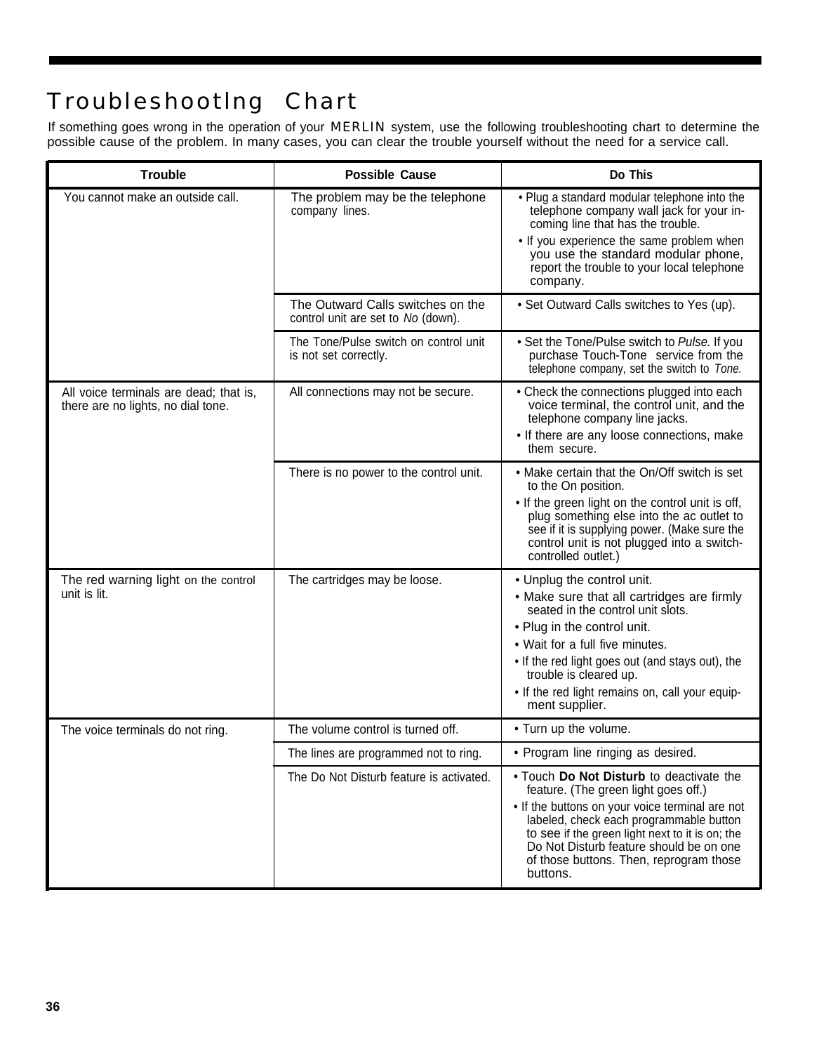# Troubleshootlng Chart

If something goes wrong in the operation of your MERLIN system, use the following troubleshooting chart to determine the possible cause of the problem. In many cases, you can clear the trouble yourself without the need for a service call.

| Trouble | Possible Cause | Do This |
|---|---|---|
| You cannot make an outside call. | The problem may be the telephone company lines. | • Plug a standard modular telephone into the telephone company wall jack for your incoming line that has the trouble.<br>• If you experience the same problem when you use the standard modular phone, report the trouble to your local telephone company. |
| | The Outward Calls switches on the control unit are set to *No* (down). | • Set Outward Calls switches to Yes (up). |
| | The Tone/Pulse switch on control unit is not set correctly. | • Set the Tone/Pulse switch to *Pulse.* If you purchase Touch-Tone service from the telephone company, set the switch to *Tone.* |
| All voice terminals are dead; that is, there are no lights, no dial tone. | All connections may not be secure. | • Check the connections plugged into each voice terminal, the control unit, and the telephone company line jacks.<br>• If there are any loose connections, make them secure. |
| | There is no power to the control unit. | • Make certain that the On/Off switch is set to the On position.<br>• If the green light on the control unit is off, plug something else into the ac outlet to see if it is supplying power. (Make sure the control unit is not plugged into a switch-controlled outlet.) |
| The red warning light on the control unit is lit. | The cartridges may be loose. | • Unplug the control unit.<br>• Make sure that all cartridges are firmly seated in the control unit slots.<br>• Plug in the control unit.<br>• Wait for a full five minutes.<br>• If the red light goes out (and stays out), the trouble is cleared up.<br>• If the red light remains on, call your equipment supplier. |
| The voice terminals do not ring. | The volume control is turned off. | • Turn up the volume. |
| | The lines are programmed not to ring. | • Program line ringing as desired. |
| | The Do Not Disturb feature is activated. | • Touch **Do Not Disturb** to deactivate the feature. (The green light goes off.)<br>• If the buttons on your voice terminal are not labeled, check each programmable button to see if the green light next to it is on; the Do Not Disturb feature should be on one of those buttons. Then, reprogram those buttons. |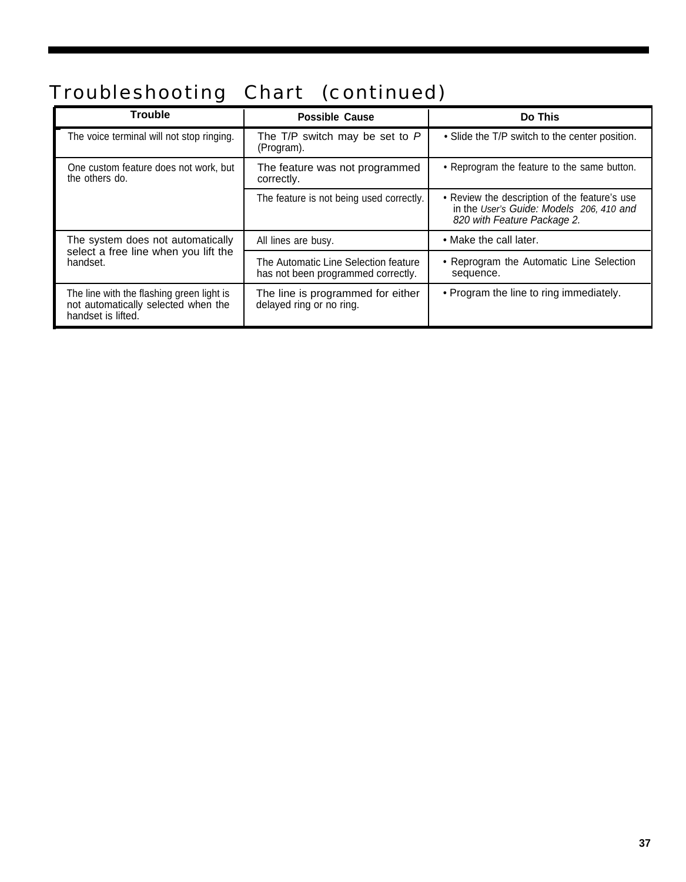# Troubleshooting Chart (continued)

| Trouble | Possible Cause | Do This |
|---|---|---|
| The voice terminal will not stop ringing. | The T/P switch may be set to *P* (Program). | • Slide the T/P switch to the center position. |
| One custom feature does not work, but the others do. | The feature was not programmed correctly. | • Reprogram the feature to the same button. |
| | The feature is not being used correctly. | • Review the description of the feature's use in the *User's Guide: Models 206, 410 and 820 with Feature Package 2.* |
| The system does not automatically select a free line when you lift the handset. | All lines are busy. | • Make the call later. |
| | The Automatic Line Selection feature has not been programmed correctly. | • Reprogram the Automatic Line Selection sequence. |
| The line with the flashing green light is not automatically selected when the handset is lifted. | The line is programmed for either delayed ring or no ring. | • Program the line to ring immediately. |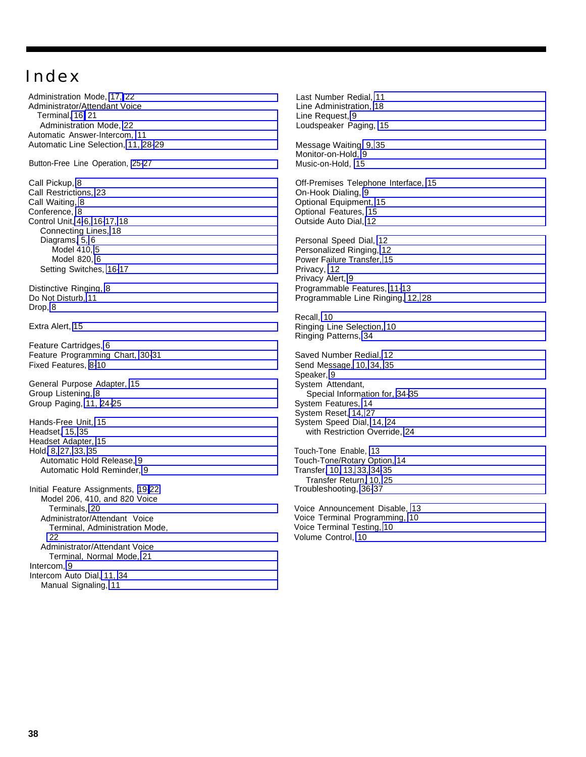# Index

Administration Mode, 17, 22
Administrator/Attendant Voice
  Terminal, 16, 21
    Administration Mode, 22
Automatic Answer-Intercom, 11
Automatic Line Selection, 11, 28-29

Button-Free Line Operation, 25-27

Call Pickup, 8
Call Restrictions, 23
Call Waiting, 8
Conference, 8
Control Unit, 4-6, 16-17, 18
  Connecting Lines, 18
  Diagrams, 5, 6
    Model 410, 5
    Model 820, 6
  Setting Switches, 16-17

Distinctive Ringing, 8
Do Not Disturb, 11
Drop, 8

Extra Alert, 15

Feature Cartridges, 6
Feature Programming Chart, 30-31
Fixed Features, 8-10

General Purpose Adapter, 15
Group Listening, 8
Group Paging, 11, 24-25

Hands-Free Unit, 15
Headset, 15, 35
Headset Adapter, 15
Hold, 8, 27, 33, 35
  Automatic Hold Release, 9
  Automatic Hold Reminder, 9

Initial Feature Assignments, 19-22
  Model 206, 410, and 820 Voice
    Terminals, 20
  Administrator/Attendant Voice
    Terminal, Administration Mode,
    22
  Administrator/Attendant Voice
    Terminal, Normal Mode, 21
Intercom, 9
Intercom Auto Dial, 11, 34
  Manual Signaling, 11

Last Number Redial, 11
Line Administration, 18
Line Request, 9
Loudspeaker Paging, 15

Message Waiting, 9, 35
Monitor-on-Hold, 9
Music-on-Hold, 15

Off-Premises Telephone Interface, 15
On-Hook Dialing, 9
Optional Equipment, 15
Optional Features, 15
Outside Auto Dial, 12

Personal Speed Dial, 12
Personalized Ringing, 12
Power Failure Transfer, 15
Privacy, 12
Privacy Alert, 9
Programmable Features, 11-13
Programmable Line Ringing, 12, 28

Recall, 10
Ringing Line Selection, 10
Ringing Patterns, 34

Saved Number Redial, 12
Send Message, 10, 34, 35
Speaker, 9
System Attendant,
  Special Information for, 34-35
System Features, 14
System Reset, 14, 27
System Speed Dial, 14, 24
  with Restriction Override, 24

Touch-Tone Enable, 13
Touch-Tone/Rotary Option, 14
Transfer, 10, 13, 33, 34-35
  Transfer Return, 10, 25
Troubleshooting, 36-37

Voice Announcement Disable, 13
Voice Terminal Programming, 10
Voice Terminal Testing, 10
Volume Control, 10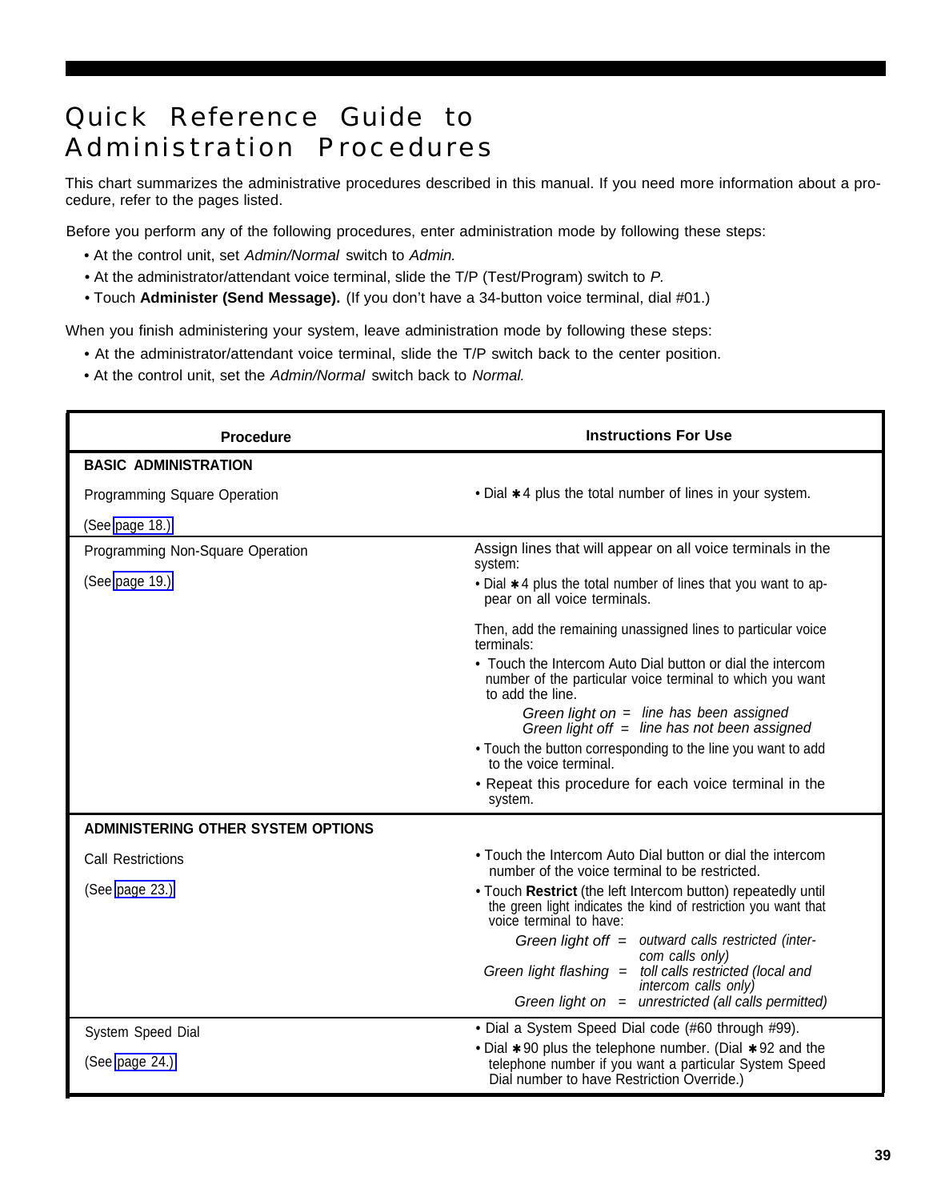# Quick Reference Guide to Administration Procedures

This chart summarizes the administrative procedures described in this manual. If you need more information about a procedure, refer to the pages listed.

Before you perform any of the following procedures, enter administration mode by following these steps:

- At the control unit, set *Admin/Normal* switch to *Admin.*
- At the administrator/attendant voice terminal, slide the T/P (Test/Program) switch to *P.*
- Touch **Administer (Send Message).** (If you don't have a 34-button voice terminal, dial #01.)

When you finish administering your system, leave administration mode by following these steps:

- At the administrator/attendant voice terminal, slide the T/P switch back to the center position.
- At the control unit, set the *Admin/Normal* switch back to *Normal.*

| Procedure | Instructions For Use |
|---|---|
| **BASIC ADMINISTRATION** | |
| Programming Square Operation<br><br>(See page 18.) | • Dial ✱4 plus the total number of lines in your system. |
| Programming Non-Square Operation<br><br>(See page 19.) | Assign lines that will appear on all voice terminals in the system:<br>• Dial ✱4 plus the total number of lines that you want to appear on all voice terminals.<br><br>Then, add the remaining unassigned lines to particular voice terminals:<br>• Touch the Intercom Auto Dial button or dial the intercom number of the particular voice terminal to which you want to add the line.<br>*Green light on = line has been assigned*<br>*Green light off = line has not been assigned*<br>• Touch the button corresponding to the line you want to add to the voice terminal.<br>• Repeat this procedure for each voice terminal in the system. |
| **ADMINISTERING OTHER SYSTEM OPTIONS** | |
| Call Restrictions<br><br>(See page 23.) | • Touch the Intercom Auto Dial button or dial the intercom number of the voice terminal to be restricted.<br>• Touch **Restrict** (the left Intercom button) repeatedly until the green light indicates the kind of restriction you want that voice terminal to have:<br>*Green light off = outward calls restricted (intercom calls only)*<br>*Green light flashing = toll calls restricted (local and intercom calls only)*<br>*Green light on = unrestricted (all calls permitted)* |
| System Speed Dial<br><br>(See page 24.) | • Dial a System Speed Dial code (#60 through #99).<br>• Dial ✱90 plus the telephone number. (Dial ✱92 and the telephone number if you want a particular System Speed Dial number to have Restriction Override.) |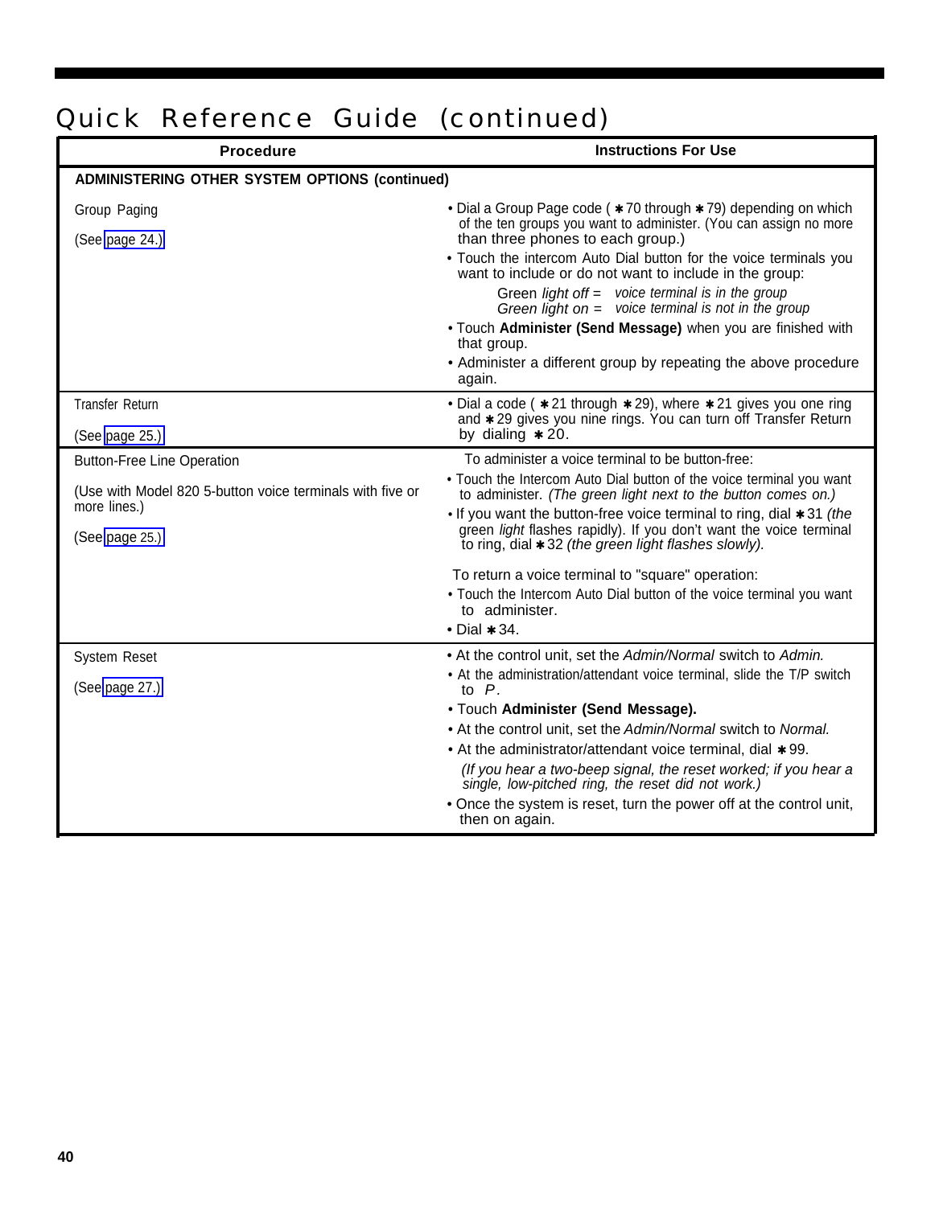# Quick Reference Guide (continued)

| Procedure | Instructions For Use |
|---|---|
| **ADMINISTERING OTHER SYSTEM OPTIONS (continued)** | |
| Group Paging<br><br>(See page 24.) | • Dial a Group Page code ( ✱70 through ✱79) depending on which of the ten groups you want to administer. (You can assign no more than three phones to each group.)<br>• Touch the intercom Auto Dial button for the voice terminals you want to include or do not want to include in the group:<br>Green *light off = voice terminal is in the group*<br>*Green light on = voice terminal is not in the group*<br>• Touch **Administer (Send Message)** when you are finished with that group.<br>• Administer a different group by repeating the above procedure again. |
| Transfer Return<br><br>(See page 25.) | • Dial a code ( ✱21 through ✱29), where ✱21 gives you one ring and ✱29 gives you nine rings. You can turn off Transfer Return by dialing ✱20. |
| Button-Free Line Operation<br><br>(Use with Model 820 5-button voice terminals with five or more lines.)<br><br>(See page 25.) | To administer a voice terminal to be button-free:<br>• Touch the Intercom Auto Dial button of the voice terminal you want to administer. *(The green light next to the button comes on.)*<br>• If you want the button-free voice terminal to ring, dial ✱31 *(the* green *light* flashes rapidly). If you don't want the voice terminal to ring, dial ✱32 *(the green light flashes slowly).*<br><br>To return a voice terminal to "square" operation:<br>• Touch the Intercom Auto Dial button of the voice terminal you want to administer.<br>• Dial ✱34. |
| System Reset<br><br>(See page 27.) | • At the control unit, set the *Admin/Normal* switch to *Admin.*<br>• At the administration/attendant voice terminal, slide the T/P switch to *P*.<br>• Touch **Administer (Send Message).**<br>• At the control unit, set the *Admin/Normal* switch to *Normal.*<br>• At the administrator/attendant voice terminal, dial ✱99.<br>*(If you hear a two-beep signal, the reset worked; if you hear a single, low-pitched ring, the reset did not work.)*<br>• Once the system is reset, turn the power off at the control unit, then on again. |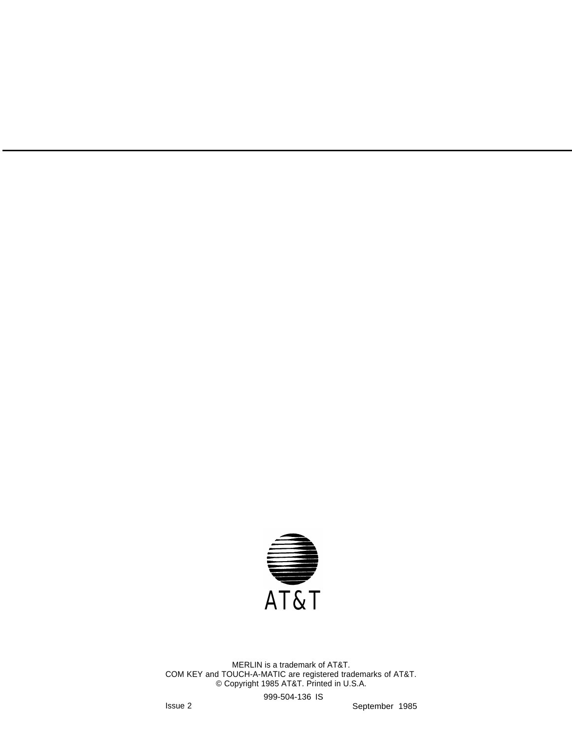AT&T

MERLIN is a trademark of AT&T.
COM KEY and TOUCH-A-MATIC are registered trademarks of AT&T.
© Copyright 1985 AT&T. Printed in U.S.A.

999-504-136 IS

Issue 2

September 1985